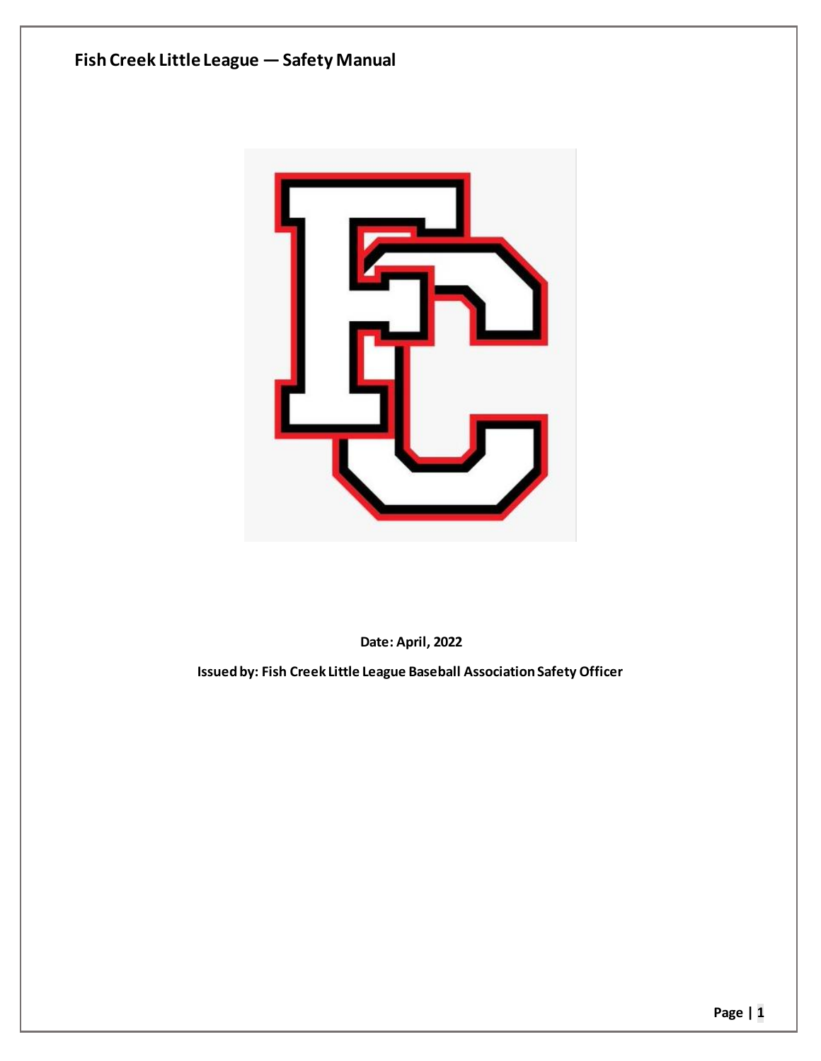# Fish Creek Little League — Safety Manual

**Date: April, 2022**

**Issued by: Fish Creek Little League Baseball Association Safety Officer**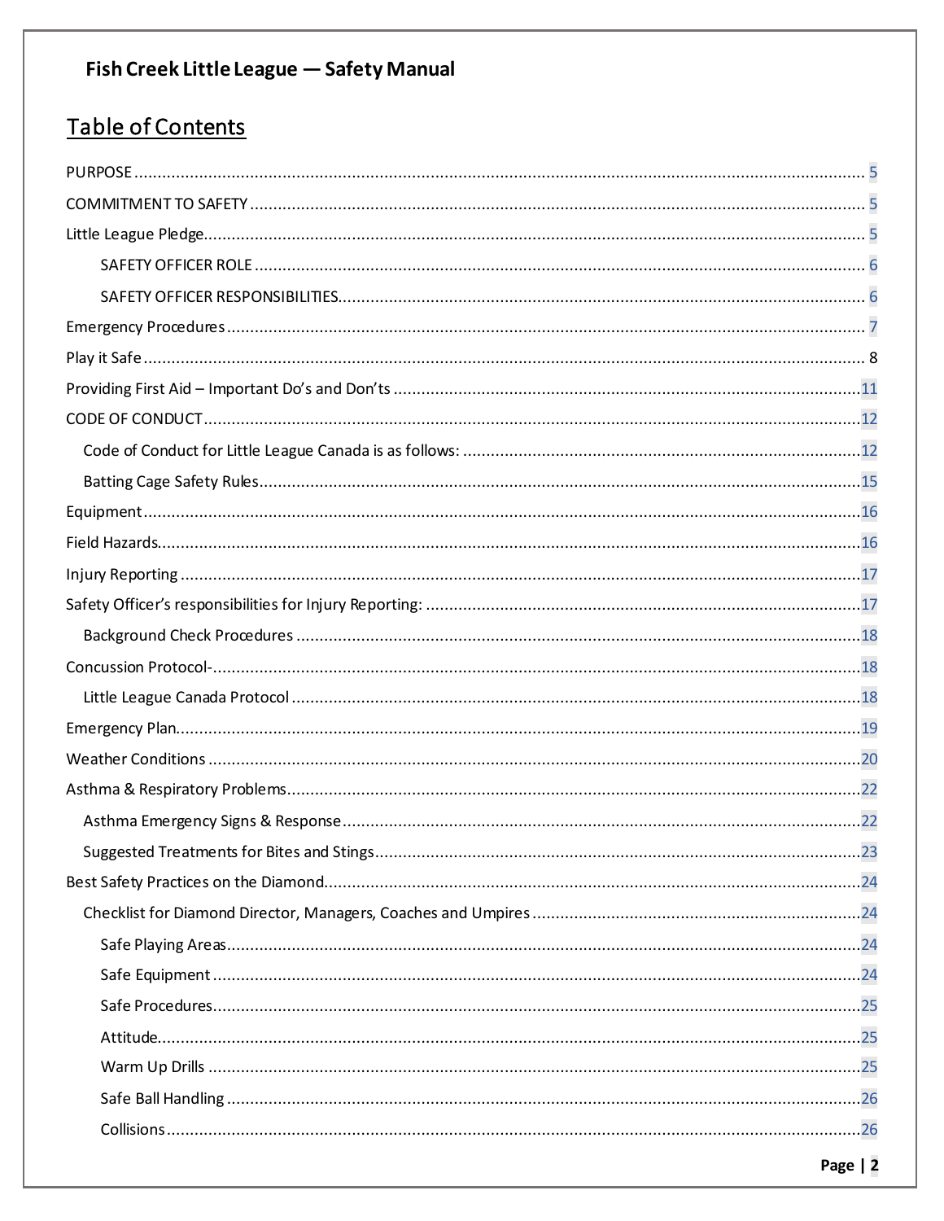**Fish Creek Little League — Safety Manual**

# Table of Contents

- PURPOSE ..... 5
- COMMITMENT TO SAFETY ..... 5
- Little League Pledge ..... 5
    - SAFETY OFFICER ROLE ..... 6
    - SAFETY OFFICER RESPONSIBILITIES ..... 6
- Emergency Procedures ..... 7
- Play it Safe ..... 8
- Providing First Aid – Important Do's and Don'ts ..... 11
- CODE OF CONDUCT ..... 12
  - Code of Conduct for Little League Canada is as follows: ..... 12
  - Batting Cage Safety Rules ..... 15
- Equipment ..... 16
- Field Hazards ..... 16
- Injury Reporting ..... 17
- Safety Officer's responsibilities for Injury Reporting: ..... 17
  - Background Check Procedures ..... 18
- Concussion Protocol- ..... 18
  - Little League Canada Protocol ..... 18
- Emergency Plan ..... 19
- Weather Conditions ..... 20
- Asthma & Respiratory Problems ..... 22
  - Asthma Emergency Signs & Response ..... 22
  - Suggested Treatments for Bites and Stings ..... 23
- Best Safety Practices on the Diamond ..... 24
  - Checklist for Diamond Director, Managers, Coaches and Umpires ..... 24
    - Safe Playing Areas ..... 24
    - Safe Equipment ..... 24
    - Safe Procedures ..... 25
    - Attitude ..... 25
    - Warm Up Drills ..... 25
    - Safe Ball Handling ..... 26
    - Collisions ..... 26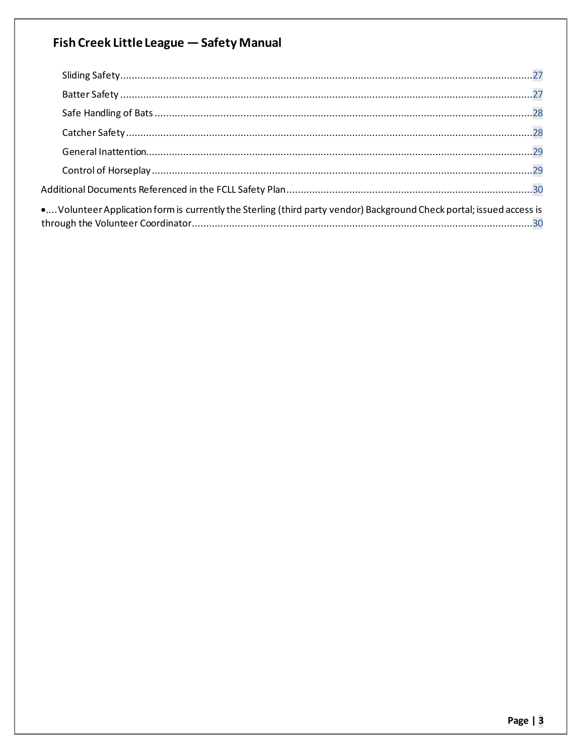Sliding Safety....................................................................................................27

Batter Safety .....................................................................................................27

Safe Handling of Bats ........................................................................................28

Catcher Safety ...................................................................................................28

General Inattention............................................................................................29

Control of Horseplay .........................................................................................29

Additional Documents Referenced in the FCLL Safety Plan..................................30

•.... Volunteer Application form is currently the Sterling (third party vendor) Background Check portal; issued access is through the Volunteer Coordinator.......................................................30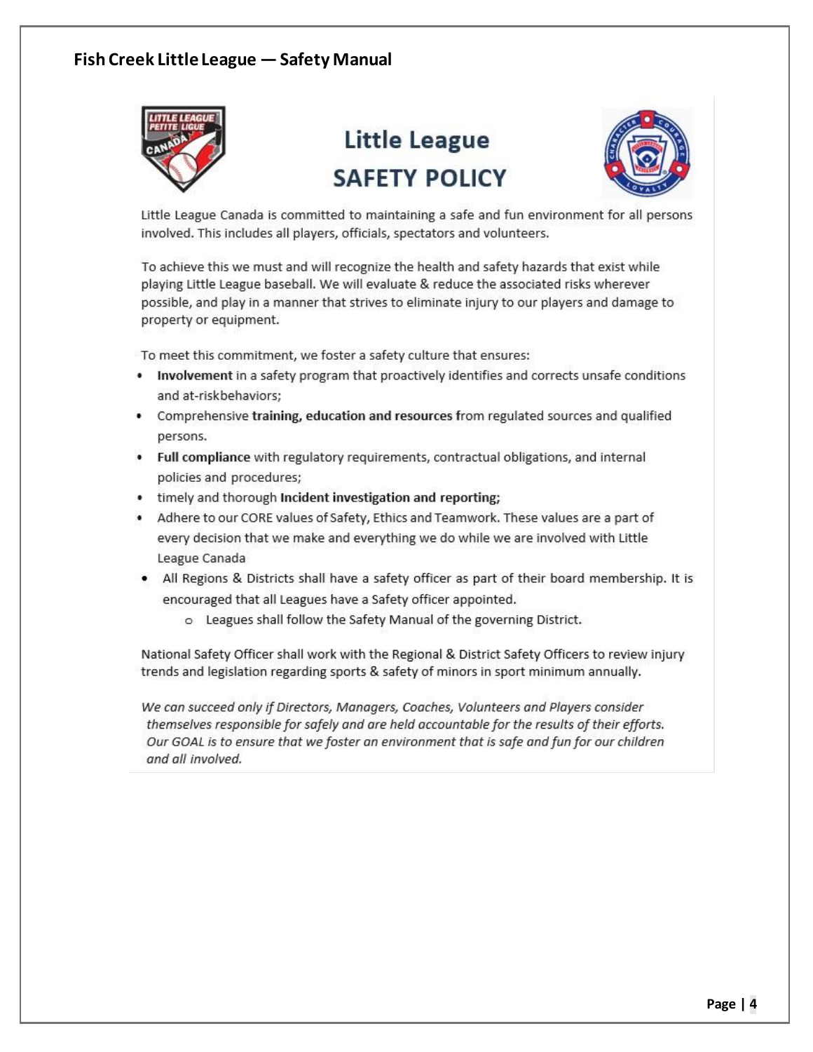# Little League SAFETY POLICY

Little League Canada is committed to maintaining a safe and fun environment for all persons involved. This includes all players, officials, spectators and volunteers.

To achieve this we must and will recognize the health and safety hazards that exist while playing Little League baseball. We will evaluate & reduce the associated risks wherever possible, and play in a manner that strives to eliminate injury to our players and damage to property or equipment.

To meet this commitment, we foster a safety culture that ensures:

- **Involvement** in a safety program that proactively identifies and corrects unsafe conditions and at-riskbehaviors;
- Comprehensive **training, education and resources f**rom regulated sources and qualified persons.
- **Full compliance** with regulatory requirements, contractual obligations, and internal policies and procedures;
- timely and thorough **Incident investigation and reporting;**
- Adhere to our CORE values of Safety, Ethics and Teamwork. These values are a part of every decision that we make and everything we do while we are involved with Little League Canada
- All Regions & Districts shall have a safety officer as part of their board membership. It is encouraged that all Leagues have a Safety officer appointed.
    - Leagues shall follow the Safety Manual of the governing District.

National Safety Officer shall work with the Regional & District Safety Officers to review injury trends and legislation regarding sports & safety of minors in sport minimum annually.

*We can succeed only if Directors, Managers, Coaches, Volunteers and Players consider themselves responsible for safely and are held accountable for the results of their efforts. Our GOAL is to ensure that we foster an environment that is safe and fun for our children and all involved.*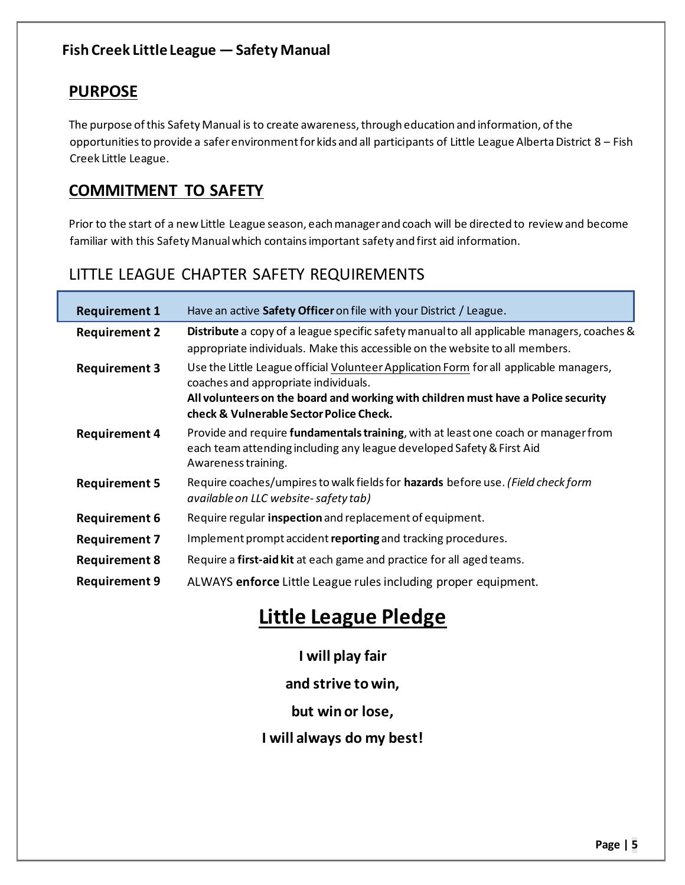## PURPOSE

The purpose of this Safety Manual is to create awareness, through education and information, of the opportunities to provide a safer environment for kids and all participants of Little League Alberta District 8 – Fish Creek Little League.

## COMMITMENT TO SAFETY

Prior to the start of a new Little League season, each manager and coach will be directed to review and become familiar with this Safety Manual which contains important safety and first aid information.

## LITTLE LEAGUE CHAPTER SAFETY REQUIREMENTS

| | |
|---|---|
| **Requirement 1** | Have an active **Safety Officer** on file with your District / League. |
| **Requirement 2** | **Distribute** a copy of a league specific safety manual to all applicable managers, coaches & appropriate individuals. Make this accessible on the website to all members. |
| **Requirement 3** | Use the Little League official Volunteer Application Form for all applicable managers, coaches and appropriate individuals. **All volunteers on the board and working with children must have a Police security check & Vulnerable Sector Police Check.** |
| **Requirement 4** | Provide and require **fundamentals training**, with at least one coach or manager from each team attending including any league developed Safety & First Aid Awareness training. |
| **Requirement 5** | Require coaches/umpires to walk fields for **hazards** before use. *(Field check form available on LLC website- safety tab)* |
| **Requirement 6** | Require regular **inspection** and replacement of equipment. |
| **Requirement 7** | Implement prompt accident **reporting** and tracking procedures. |
| **Requirement 8** | Require a **first-aid kit** at each game and practice for all aged teams. |
| **Requirement 9** | ALWAYS **enforce** Little League rules including proper equipment. |

# Little League Pledge

**I will play fair**

**and strive to win,**

**but win or lose,**

**I will always do my best!**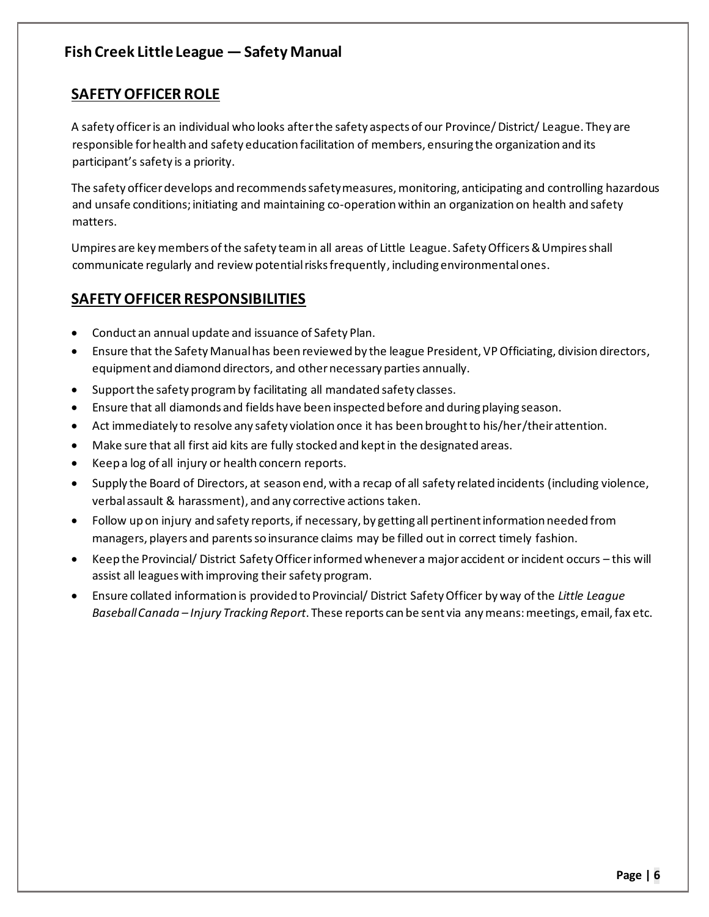## SAFETY OFFICER ROLE

A safety officer is an individual who looks after the safety aspects of our Province/ District/ League. They are responsible for health and safety education facilitation of members, ensuring the organization and its participant's safety is a priority.

The safety officer develops and recommends safety measures, monitoring, anticipating and controlling hazardous and unsafe conditions; initiating and maintaining co-operation within an organization on health and safety matters.

Umpires are key members of the safety team in all areas of Little League. Safety Officers & Umpires shall communicate regularly and review potential risks frequently, including environmental ones.

## SAFETY OFFICER RESPONSIBILITIES

- Conduct an annual update and issuance of Safety Plan.
- Ensure that the Safety Manual has been reviewed by the league President, VP Officiating, division directors, equipment and diamond directors, and other necessary parties annually.
- Support the safety program by facilitating all mandated safety classes.
- Ensure that all diamonds and fields have been inspected before and during playing season.
- Act immediately to resolve any safety violation once it has been brought to his/her/their attention.
- Make sure that all first aid kits are fully stocked and kept in the designated areas.
- Keep a log of all injury or health concern reports.
- Supply the Board of Directors, at season end, with a recap of all safety related incidents (including violence, verbal assault & harassment), and any corrective actions taken.
- Follow up on injury and safety reports, if necessary, by getting all pertinent information needed from managers, players and parents so insurance claims may be filled out in correct timely fashion.
- Keep the Provincial/ District Safety Officer informed whenever a major accident or incident occurs – this will assist all leagues with improving their safety program.
- Ensure collated information is provided to Provincial/ District Safety Officer by way of the *Little League Baseball Canada – Injury Tracking Report*. These reports can be sent via any means: meetings, email, fax etc.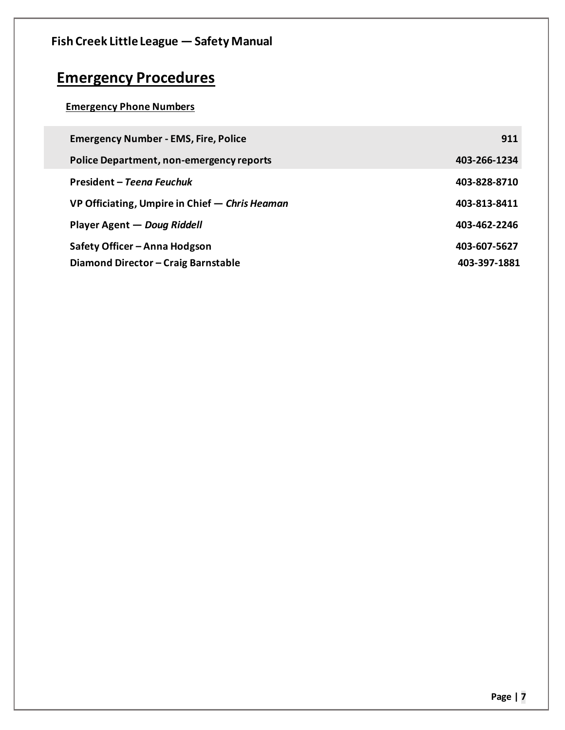# Emergency Procedures

### Emergency Phone Numbers

| | |
|---|---|
| **Emergency Number - EMS, Fire, Police** | **911** |
| **Police Department, non-emergency reports** | **403-266-1234** |
| **President – *Teena Feuchuk*** | **403-828-8710** |
| **VP Officiating, Umpire in Chief — *Chris Heaman*** | **403-813-8411** |
| **Player Agent — *Doug Riddell*** | **403-462-2246** |
| **Safety Officer – Anna Hodgson** | **403-607-5627** |
| **Diamond Director – Craig Barnstable** | **403-397-1881** |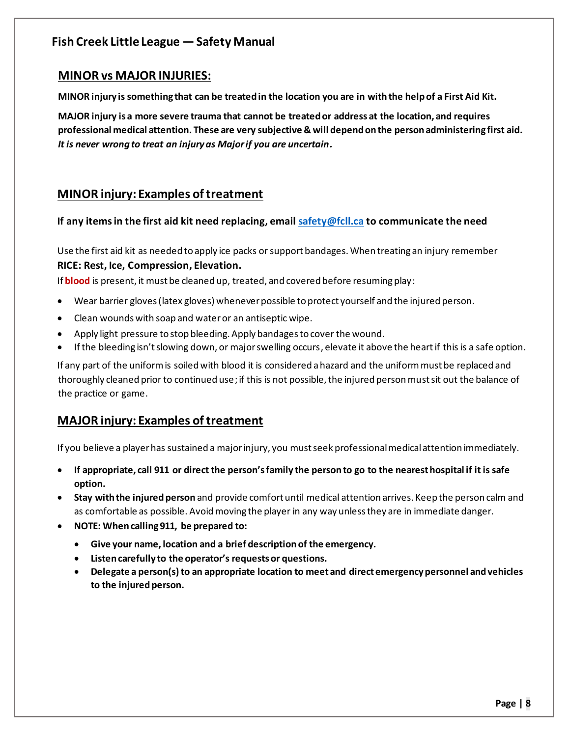## MINOR vs MAJOR INJURIES:

**MINOR injury is something that can be treated in the location you are in with the help of a First Aid Kit.**

**MAJOR injury is a more severe trauma that cannot be treated or address at the location, and requires professional medical attention. These are very subjective & will depend on the person administering first aid.** ***It is never wrong to treat an injury as Major if you are uncertain.***

## MINOR injury: Examples of treatment

**If any items in the first aid kit need replacing, email safety@fcll.ca to communicate the need**

Use the first aid kit as needed to apply ice packs or support bandages. When treating an injury remember **RICE: Rest, Ice, Compression, Elevation.**

If **blood** is present, it must be cleaned up, treated, and covered before resuming play:

- Wear barrier gloves (latex gloves) whenever possible to protect yourself and the injured person.
- Clean wounds with soap and water or an antiseptic wipe.
- Apply light pressure to stop bleeding. Apply bandages to cover the wound.
- If the bleeding isn't slowing down, or major swelling occurs, elevate it above the heart if this is a safe option.

If any part of the uniform is soiled with blood it is considered a hazard and the uniform must be replaced and thoroughly cleaned prior to continued use; if this is not possible, the injured person must sit out the balance of the practice or game.

## MAJOR injury: Examples of treatment

If you believe a player has sustained a major injury, you must seek professional medical attention immediately.

- **If appropriate, call 911 or direct the person's family the person to go to the nearest hospital if it is safe option.**
- **Stay with the injured person** and provide comfort until medical attention arrives. Keep the person calm and as comfortable as possible. Avoid moving the player in any way unless they are in immediate danger.
- **NOTE: When calling 911, be prepared to:**
  - **Give your name, location and a brief description of the emergency.**
  - **Listen carefully to the operator's requests or questions.**
  - **Delegate a person(s) to an appropriate location to meet and direct emergency personnel and vehicles to the injured person.**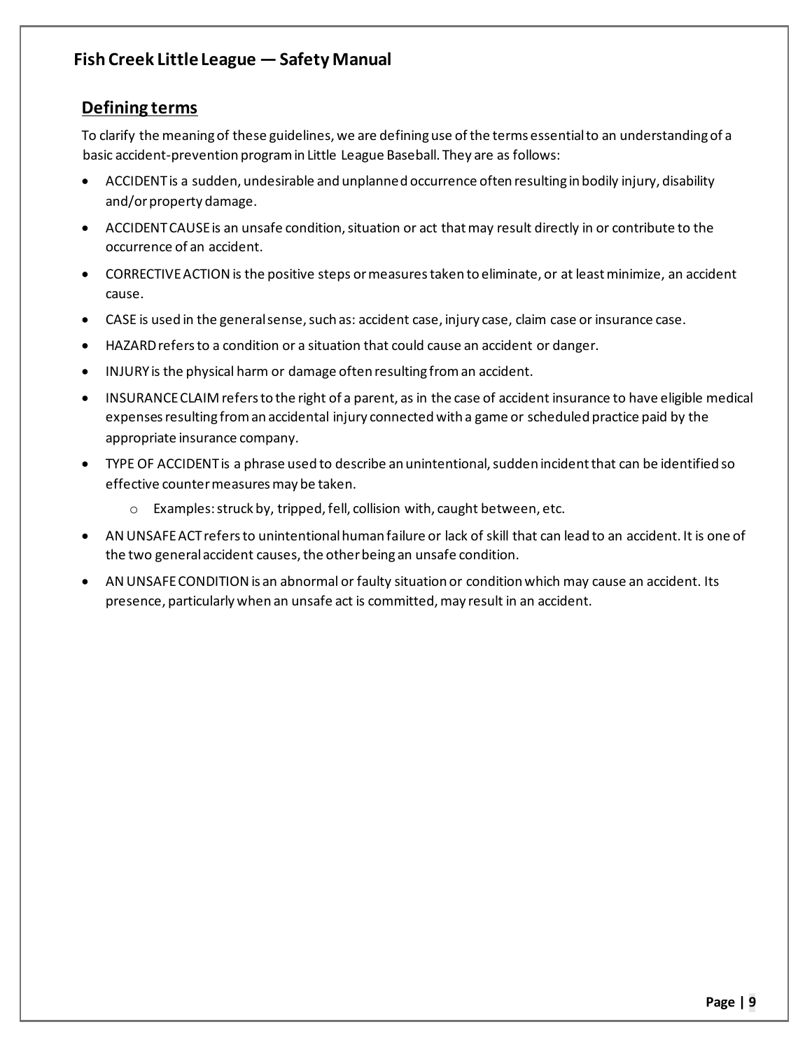## Defining terms

To clarify the meaning of these guidelines, we are defining use of the terms essential to an understanding of a basic accident-prevention program in Little League Baseball. They are as follows:

- ACCIDENT is a sudden, undesirable and unplanned occurrence often resulting in bodily injury, disability and/or property damage.
- ACCIDENT CAUSE is an unsafe condition, situation or act that may result directly in or contribute to the occurrence of an accident.
- CORRECTIVE ACTION is the positive steps or measures taken to eliminate, or at least minimize, an accident cause.
- CASE is used in the general sense, such as: accident case, injury case, claim case or insurance case.
- HAZARD refers to a condition or a situation that could cause an accident or danger.
- INJURY is the physical harm or damage often resulting from an accident.
- INSURANCE CLAIM refers to the right of a parent, as in the case of accident insurance to have eligible medical expenses resulting from an accidental injury connected with a game or scheduled practice paid by the appropriate insurance company.
- TYPE OF ACCIDENT is a phrase used to describe an unintentional, sudden incident that can be identified so effective counter measures may be taken.
    - Examples: struck by, tripped, fell, collision with, caught between, etc.
- AN UNSAFE ACT refers to unintentional human failure or lack of skill that can lead to an accident. It is one of the two general accident causes, the other being an unsafe condition.
- AN UNSAFE CONDITION is an abnormal or faulty situation or condition which may cause an accident. Its presence, particularly when an unsafe act is committed, may result in an accident.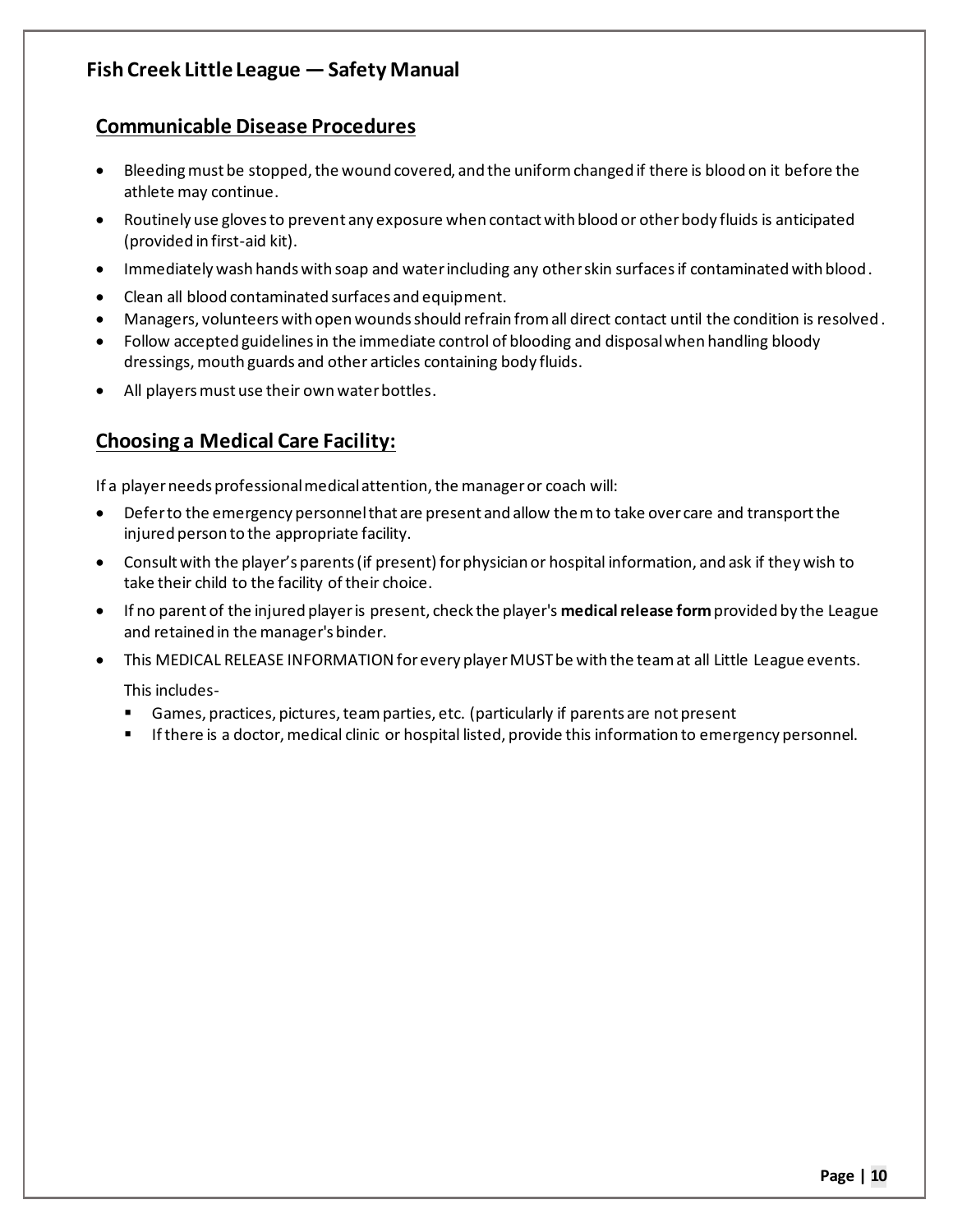## Communicable Disease Procedures

- Bleeding must be stopped, the wound covered, and the uniform changed if there is blood on it before the athlete may continue.
- Routinely use gloves to prevent any exposure when contact with blood or other body fluids is anticipated (provided in first-aid kit).
- Immediately wash hands with soap and water including any other skin surfaces if contaminated with blood.
- Clean all blood contaminated surfaces and equipment.
- Managers, volunteers with open wounds should refrain from all direct contact until the condition is resolved.
- Follow accepted guidelines in the immediate control of blooding and disposal when handling bloody dressings, mouth guards and other articles containing body fluids.
- All players must use their own water bottles.

## Choosing a Medical Care Facility:

If a player needs professional medical attention, the manager or coach will:

- Defer to the emergency personnel that are present and allow them to take over care and transport the injured person to the appropriate facility.
- Consult with the player's parents (if present) for physician or hospital information, and ask if they wish to take their child to the facility of their choice.
- If no parent of the injured player is present, check the player's **medical release form** provided by the League and retained in the manager's binder.
- This MEDICAL RELEASE INFORMATION for every player MUST be with the team at all Little League events.

  This includes-

  - Games, practices, pictures, team parties, etc. (particularly if parents are not present
  - If there is a doctor, medical clinic or hospital listed, provide this information to emergency personnel.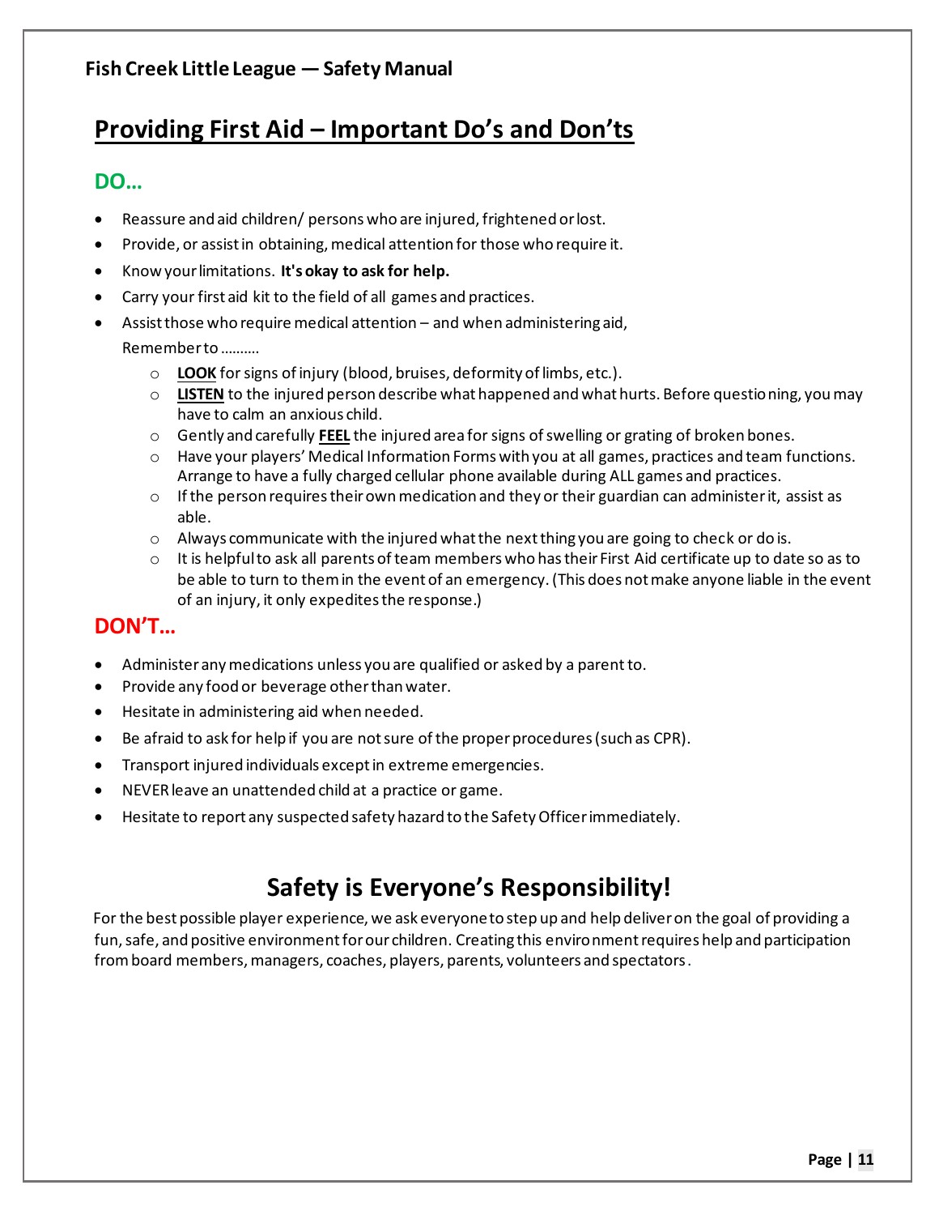## Providing First Aid – Important Do's and Don'ts

### DO…

- Reassure and aid children/ persons who are injured, frightened or lost.
- Provide, or assist in obtaining, medical attention for those who require it.
- Know your limitations. **It's okay to ask for help.**
- Carry your first aid kit to the field of all games and practices.
- Assist those who require medical attention – and when administering aid, Remember to ……….
    - **LOOK** for signs of injury (blood, bruises, deformity of limbs, etc.).
    - **LISTEN** to the injured person describe what happened and what hurts. Before questioning, you may have to calm an anxious child.
    - Gently and carefully **FEEL** the injured area for signs of swelling or grating of broken bones.
    - Have your players' Medical Information Forms with you at all games, practices and team functions. Arrange to have a fully charged cellular phone available during ALL games and practices.
    - If the person requires their own medication and they or their guardian can administer it, assist as able.
    - Always communicate with the injured what the next thing you are going to check or do is.
    - It is helpful to ask all parents of team members who has their First Aid certificate up to date so as to be able to turn to them in the event of an emergency. (This does not make anyone liable in the event of an injury, it only expedites the response.)

### DON'T…

- Administer any medications unless you are qualified or asked by a parent to.
- Provide any food or beverage other than water.
- Hesitate in administering aid when needed.
- Be afraid to ask for help if you are not sure of the proper procedures (such as CPR).
- Transport injured individuals except in extreme emergencies.
- NEVER leave an unattended child at a practice or game.
- Hesitate to report any suspected safety hazard to the Safety Officer immediately.

## Safety is Everyone's Responsibility!

For the best possible player experience, we ask everyone to step up and help deliver on the goal of providing a fun, safe, and positive environment for our children. Creating this environment requires help and participation from board members, managers, coaches, players, parents, volunteers and spectators.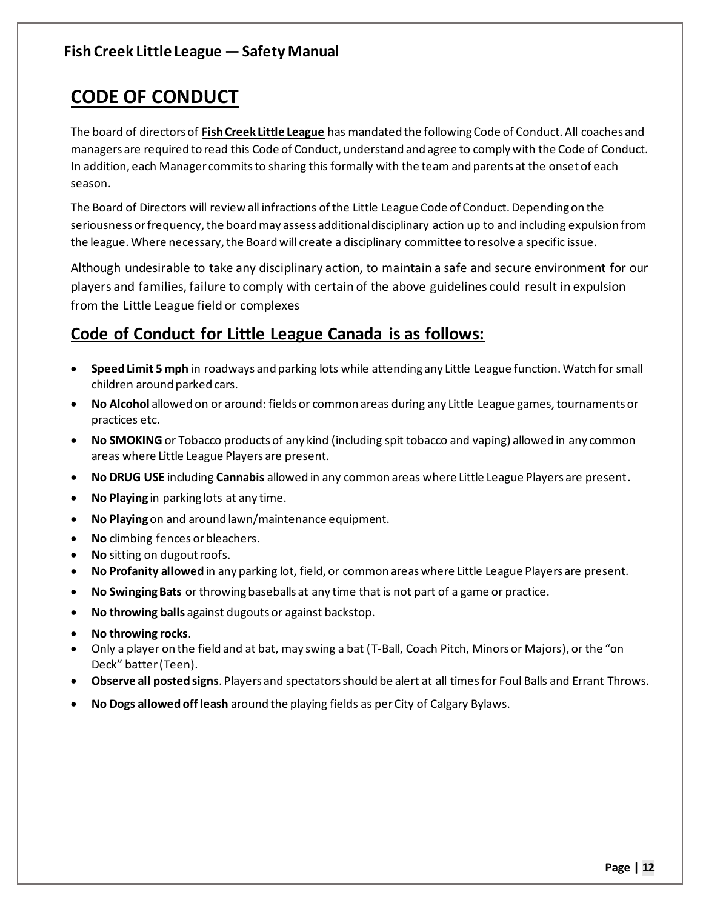# CODE OF CONDUCT

The board of directors of **Fish Creek Little League** has mandated the following Code of Conduct. All coaches and managers are required to read this Code of Conduct, understand and agree to comply with the Code of Conduct. In addition, each Manager commits to sharing this formally with the team and parents at the onset of each season.

The Board of Directors will review all infractions of the Little League Code of Conduct. Depending on the seriousness or frequency, the board may assess additional disciplinary action up to and including expulsion from the league. Where necessary, the Board will create a disciplinary committee to resolve a specific issue.

Although undesirable to take any disciplinary action, to maintain a safe and secure environment for our players and families, failure to comply with certain of the above guidelines could result in expulsion from the Little League field or complexes

## Code of Conduct for Little League Canada is as follows:

- **Speed Limit 5 mph** in roadways and parking lots while attending any Little League function. Watch for small children around parked cars.
- **No Alcohol** allowed on or around: fields or common areas during any Little League games, tournaments or practices etc.
- **No SMOKING** or Tobacco products of any kind (including spit tobacco and vaping) allowed in any common areas where Little League Players are present.
- **No DRUG USE** including **Cannabis** allowed in any common areas where Little League Players are present.
- **No Playing** in parking lots at any time.
- **No Playing** on and around lawn/maintenance equipment.
- **No** climbing fences or bleachers.
- **No** sitting on dugout roofs.
- **No Profanity allowed** in any parking lot, field, or common areas where Little League Players are present.
- **No Swinging Bats** or throwing baseballs at any time that is not part of a game or practice.
- **No throwing balls** against dugouts or against backstop.
- **No throwing rocks**.
- Only a player on the field and at bat, may swing a bat (T-Ball, Coach Pitch, Minors or Majors), or the "on Deck" batter (Teen).
- **Observe all posted signs**. Players and spectators should be alert at all times for Foul Balls and Errant Throws.
- **No Dogs allowed off leash** around the playing fields as per City of Calgary Bylaws.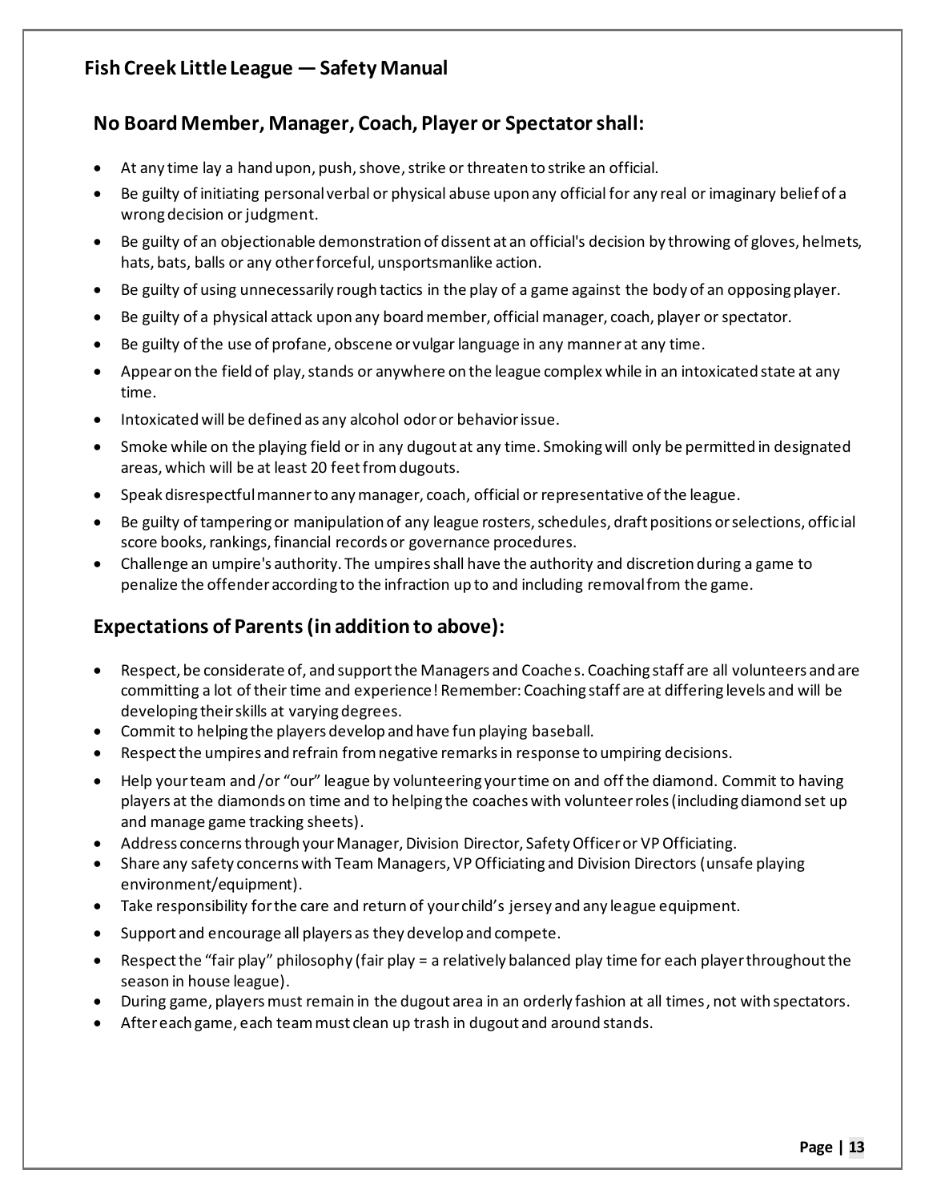## No Board Member, Manager, Coach, Player or Spectator shall:

- At any time lay a hand upon, push, shove, strike or threaten to strike an official.
- Be guilty of initiating personal verbal or physical abuse upon any official for any real or imaginary belief of a wrong decision or judgment.
- Be guilty of an objectionable demonstration of dissent at an official's decision by throwing of gloves, helmets, hats, bats, balls or any other forceful, unsportsmanlike action.
- Be guilty of using unnecessarily rough tactics in the play of a game against the body of an opposing player.
- Be guilty of a physical attack upon any board member, official manager, coach, player or spectator.
- Be guilty of the use of profane, obscene or vulgar language in any manner at any time.
- Appear on the field of play, stands or anywhere on the league complex while in an intoxicated state at any time.
- Intoxicated will be defined as any alcohol odor or behavior issue.
- Smoke while on the playing field or in any dugout at any time. Smoking will only be permitted in designated areas, which will be at least 20 feet from dugouts.
- Speak disrespectful manner to any manager, coach, official or representative of the league.
- Be guilty of tampering or manipulation of any league rosters, schedules, draft positions or selections, official score books, rankings, financial records or governance procedures.
- Challenge an umpire's authority. The umpires shall have the authority and discretion during a game to penalize the offender according to the infraction up to and including removal from the game.

## Expectations of Parents (in addition to above):

- Respect, be considerate of, and support the Managers and Coaches. Coaching staff are all volunteers and are committing a lot of their time and experience! Remember: Coaching staff are at differing levels and will be developing their skills at varying degrees.
- Commit to helping the players develop and have fun playing baseball.
- Respect the umpires and refrain from negative remarks in response to umpiring decisions.
- Help your team and /or "our" league by volunteering your time on and off the diamond. Commit to having players at the diamonds on time and to helping the coaches with volunteer roles (including diamond set up and manage game tracking sheets).
- Address concerns through your Manager, Division Director, Safety Officer or VP Officiating.
- Share any safety concerns with Team Managers, VP Officiating and Division Directors (unsafe playing environment/equipment).
- Take responsibility for the care and return of your child's jersey and any league equipment.
- Support and encourage all players as they develop and compete.
- Respect the "fair play" philosophy (fair play = a relatively balanced play time for each player throughout the season in house league).
- During game, players must remain in the dugout area in an orderly fashion at all times, not with spectators.
- After each game, each team must clean up trash in dugout and around stands.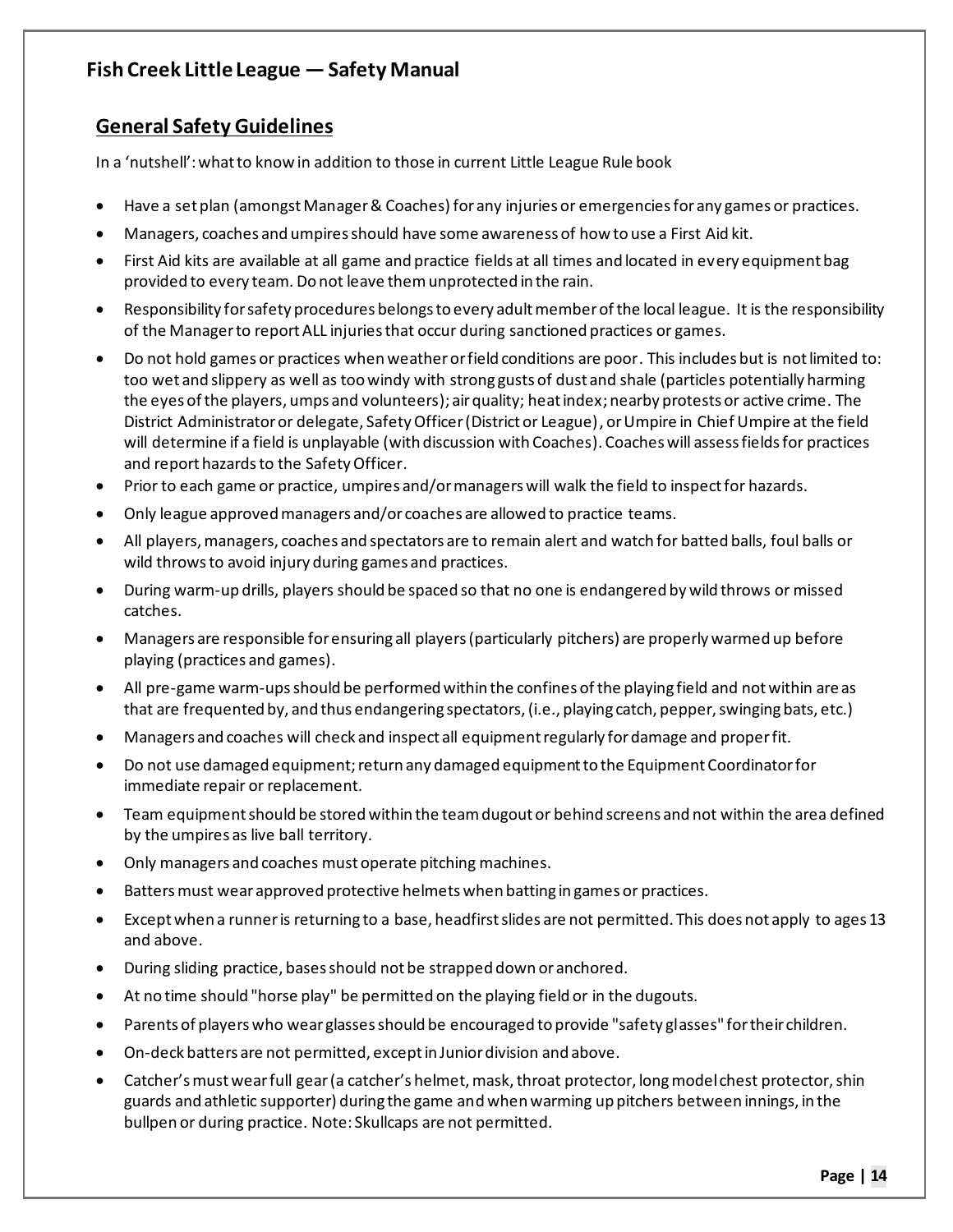## Fish Creek Little League — Safety Manual

### General Safety Guidelines

In a 'nutshell': what to know in addition to those in current Little League Rule book

- Have a set plan (amongst Manager & Coaches) for any injuries or emergencies for any games or practices.
- Managers, coaches and umpires should have some awareness of how to use a First Aid kit.
- First Aid kits are available at all game and practice fields at all times and located in every equipment bag provided to every team. Do not leave them unprotected in the rain.
- Responsibility for safety procedures belongs to every adult member of the local league. It is the responsibility of the Manager to report ALL injuries that occur during sanctioned practices or games.
- Do not hold games or practices when weather or field conditions are poor. This includes but is not limited to: too wet and slippery as well as too windy with strong gusts of dust and shale (particles potentially harming the eyes of the players, umps and volunteers); air quality; heat index; nearby protests or active crime. The District Administrator or delegate, Safety Officer (District or League), or Umpire in Chief Umpire at the field will determine if a field is unplayable (with discussion with Coaches). Coaches will assess fields for practices and report hazards to the Safety Officer.
- Prior to each game or practice, umpires and/or managers will walk the field to inspect for hazards.
- Only league approved managers and/or coaches are allowed to practice teams.
- All players, managers, coaches and spectators are to remain alert and watch for batted balls, foul balls or wild throws to avoid injury during games and practices.
- During warm-up drills, players should be spaced so that no one is endangered by wild throws or missed catches.
- Managers are responsible for ensuring all players (particularly pitchers) are properly warmed up before playing (practices and games).
- All pre-game warm-ups should be performed within the confines of the playing field and not within areas that are frequented by, and thus endangering spectators, (i.e., playing catch, pepper, swinging bats, etc.)
- Managers and coaches will check and inspect all equipment regularly for damage and proper fit.
- Do not use damaged equipment; return any damaged equipment to the Equipment Coordinator for immediate repair or replacement.
- Team equipment should be stored within the team dugout or behind screens and not within the area defined by the umpires as live ball territory.
- Only managers and coaches must operate pitching machines.
- Batters must wear approved protective helmets when batting in games or practices.
- Except when a runner is returning to a base, headfirst slides are not permitted. This does not apply to ages 13 and above.
- During sliding practice, bases should not be strapped down or anchored.
- At no time should "horse play" be permitted on the playing field or in the dugouts.
- Parents of players who wear glasses should be encouraged to provide "safety glasses" for their children.
- On-deck batters are not permitted, except in Junior division and above.
- Catcher's must wear full gear (a catcher's helmet, mask, throat protector, long model chest protector, shin guards and athletic supporter) during the game and when warming up pitchers between innings, in the bullpen or during practice. Note: Skullcaps are not permitted.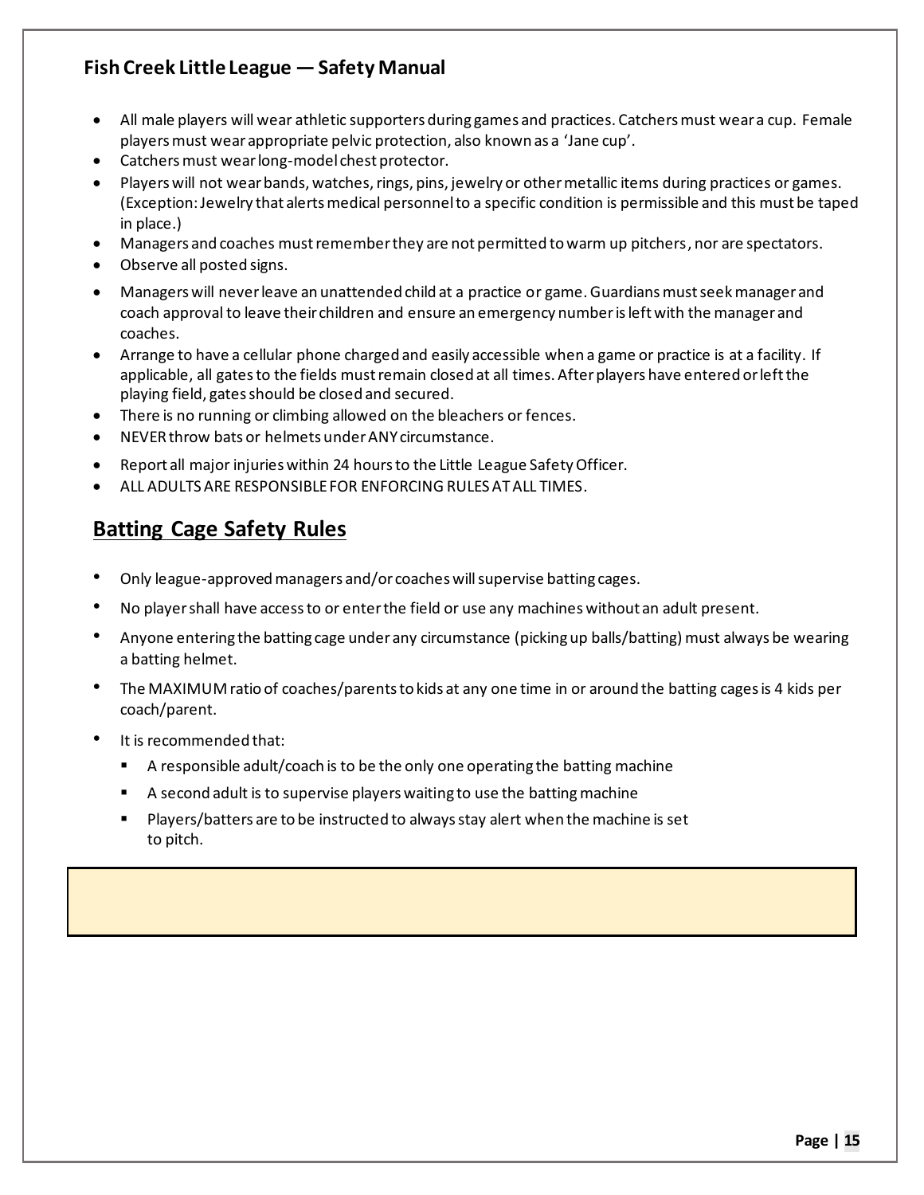- All male players will wear athletic supporters during games and practices. Catchers must wear a cup. Female players must wear appropriate pelvic protection, also known as a 'Jane cup'.
- Catchers must wear long-model chest protector.
- Players will not wear bands, watches, rings, pins, jewelry or other metallic items during practices or games. (Exception: Jewelry that alerts medical personnel to a specific condition is permissible and this must be taped in place.)
- Managers and coaches must remember they are not permitted to warm up pitchers, nor are spectators.
- Observe all posted signs.
- Managers will never leave an unattended child at a practice or game. Guardians must seek manager and coach approval to leave their children and ensure an emergency number is left with the manager and coaches.
- Arrange to have a cellular phone charged and easily accessible when a game or practice is at a facility. If applicable, all gates to the fields must remain closed at all times. After players have entered or left the playing field, gates should be closed and secured.
- There is no running or climbing allowed on the bleachers or fences.
- NEVER throw bats or helmets under ANY circumstance.
- Report all major injuries within 24 hours to the Little League Safety Officer.
- ALL ADULTS ARE RESPONSIBLE FOR ENFORCING RULES AT ALL TIMES.

## Batting Cage Safety Rules

- Only league-approved managers and/or coaches will supervise batting cages.
- No player shall have access to or enter the field or use any machines without an adult present.
- Anyone entering the batting cage under any circumstance (picking up balls/batting) must always be wearing a batting helmet.
- The MAXIMUM ratio of coaches/parents to kids at any one time in or around the batting cages is 4 kids per coach/parent.
- It is recommended that:
  - A responsible adult/coach is to be the only one operating the batting machine
  - A second adult is to supervise players waiting to use the batting machine
  - Players/batters are to be instructed to always stay alert when the machine is set to pitch.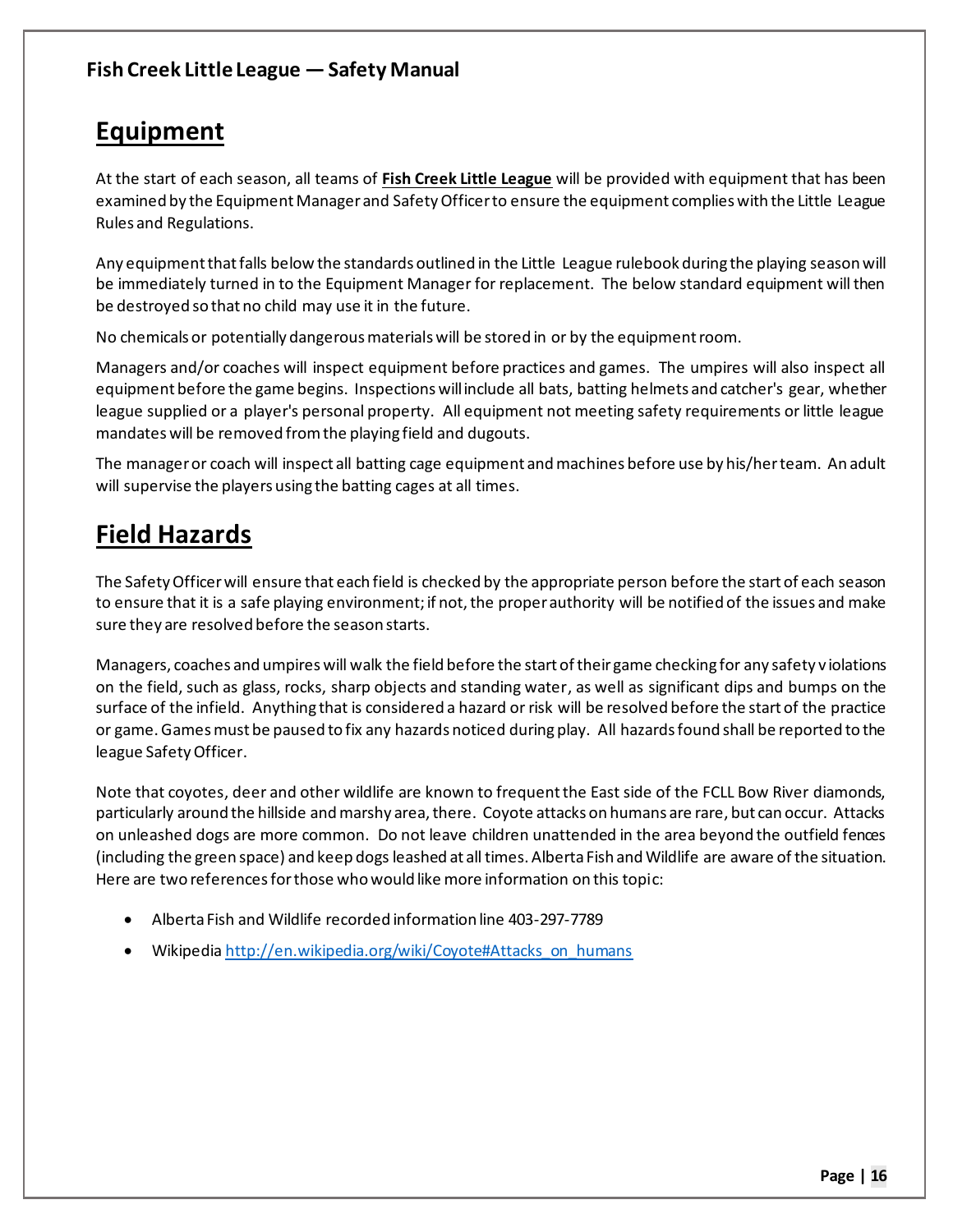## Equipment

At the start of each season, all teams of **Fish Creek Little League** will be provided with equipment that has been examined by the Equipment Manager and Safety Officer to ensure the equipment complies with the Little League Rules and Regulations.

Any equipment that falls below the standards outlined in the Little League rulebook during the playing season will be immediately turned in to the Equipment Manager for replacement. The below standard equipment will then be destroyed so that no child may use it in the future.

No chemicals or potentially dangerous materials will be stored in or by the equipment room.

Managers and/or coaches will inspect equipment before practices and games. The umpires will also inspect all equipment before the game begins. Inspections will include all bats, batting helmets and catcher's gear, whether league supplied or a player's personal property. All equipment not meeting safety requirements or little league mandates will be removed from the playing field and dugouts.

The manager or coach will inspect all batting cage equipment and machines before use by his/her team. An adult will supervise the players using the batting cages at all times.

## Field Hazards

The Safety Officer will ensure that each field is checked by the appropriate person before the start of each season to ensure that it is a safe playing environment; if not, the proper authority will be notified of the issues and make sure they are resolved before the season starts.

Managers, coaches and umpires will walk the field before the start of their game checking for any safety violations on the field, such as glass, rocks, sharp objects and standing water, as well as significant dips and bumps on the surface of the infield. Anything that is considered a hazard or risk will be resolved before the start of the practice or game. Games must be paused to fix any hazards noticed during play. All hazards found shall be reported to the league Safety Officer.

Note that coyotes, deer and other wildlife are known to frequent the East side of the FCLL Bow River diamonds, particularly around the hillside and marshy area, there. Coyote attacks on humans are rare, but can occur. Attacks on unleashed dogs are more common. Do not leave children unattended in the area beyond the outfield fences (including the green space) and keep dogs leashed at all times. Alberta Fish and Wildlife are aware of the situation. Here are two references for those who would like more information on this topic:

- Alberta Fish and Wildlife recorded information line 403-297-7789
- Wikipedia http://en.wikipedia.org/wiki/Coyote#Attacks_on_humans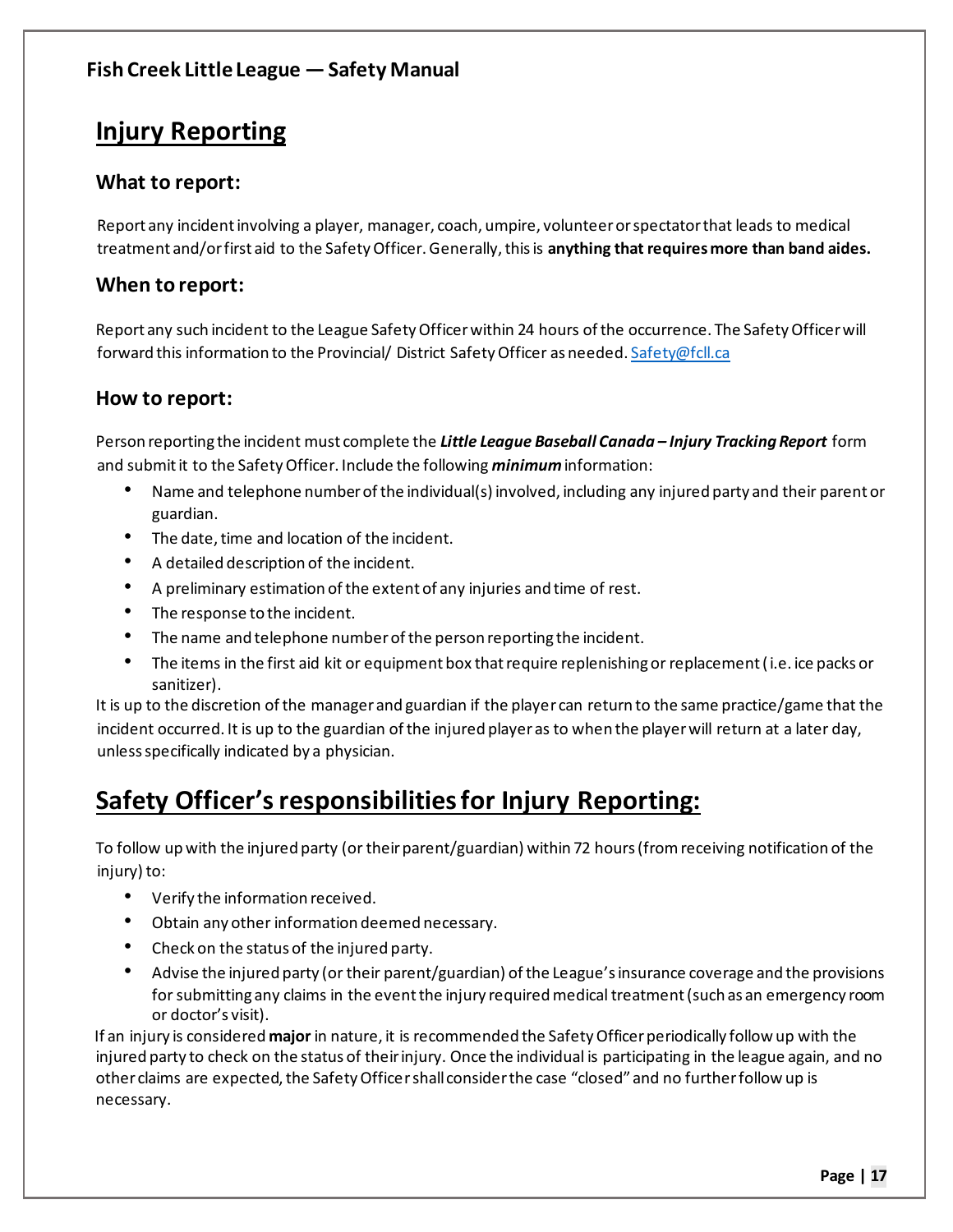# Injury Reporting

### What to report:

Report any incident involving a player, manager, coach, umpire, volunteer or spectator that leads to medical treatment and/or first aid to the Safety Officer. Generally, this is **anything that requires more than band aides.**

### When to report:

Report any such incident to the League Safety Officer within 24 hours of the occurrence. The Safety Officer will forward this information to the Provincial/ District Safety Officer as needed. Safety@fcll.ca

### How to report:

Person reporting the incident must complete the ***Little League Baseball Canada – Injury Tracking Report*** form and submit it to the Safety Officer. Include the following ***minimum*** information:

- Name and telephone number of the individual(s) involved, including any injured party and their parent or guardian.
- The date, time and location of the incident.
- A detailed description of the incident.
- A preliminary estimation of the extent of any injuries and time of rest.
- The response to the incident.
- The name and telephone number of the person reporting the incident.
- The items in the first aid kit or equipment box that require replenishing or replacement (i.e. ice packs or sanitizer).

It is up to the discretion of the manager and guardian if the player can return to the same practice/game that the incident occurred. It is up to the guardian of the injured player as to when the player will return at a later day, unless specifically indicated by a physician.

# Safety Officer's responsibilities for Injury Reporting:

To follow up with the injured party (or their parent/guardian) within 72 hours (from receiving notification of the injury) to:

- Verify the information received.
- Obtain any other information deemed necessary.
- Check on the status of the injured party.
- Advise the injured party (or their parent/guardian) of the League's insurance coverage and the provisions for submitting any claims in the event the injury required medical treatment (such as an emergency room or doctor's visit).

If an injury is considered **major** in nature, it is recommended the Safety Officer periodically follow up with the injured party to check on the status of their injury. Once the individual is participating in the league again, and no other claims are expected, the Safety Officer shall consider the case "closed" and no further follow up is necessary.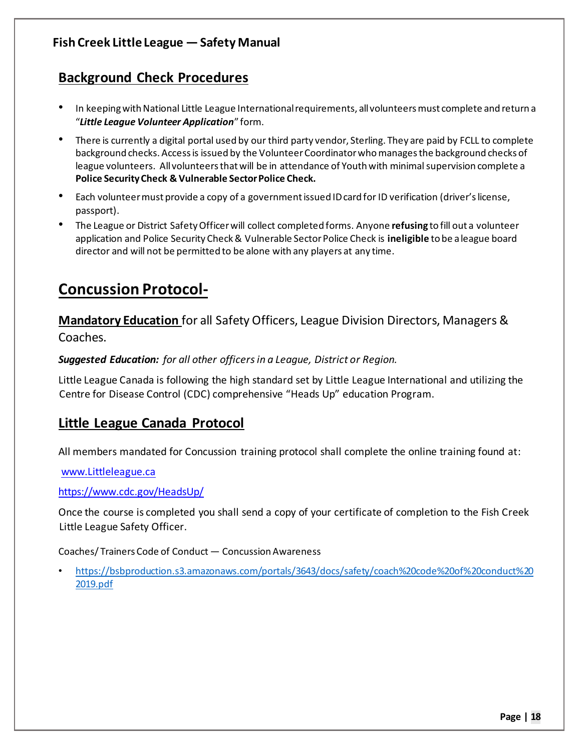## Background Check Procedures

- In keeping with National Little League International requirements, all volunteers must complete and return a "***Little League Volunteer Application***" form.
- There is currently a digital portal used by our third party vendor, Sterling. They are paid by FCLL to complete background checks. Access is issued by the Volunteer Coordinator who manages the background checks of league volunteers. All volunteers that will be in attendance of Youth with minimal supervision complete a **Police Security Check & Vulnerable Sector Police Check.**
- Each volunteer must provide a copy of a government issued ID card for ID verification (driver's license, passport).
- The League or District Safety Officer will collect completed forms. Anyone **refusing** to fill out a volunteer application and Police Security Check & Vulnerable Sector Police Check is **ineligible** to be a league board director and will not be permitted to be alone with any players at any time.

# Concussion Protocol-

**Mandatory Education** for all Safety Officers, League Division Directors, Managers & Coaches.

***Suggested Education:*** *for all other officers in a League, District or Region.*

Little League Canada is following the high standard set by Little League International and utilizing the Centre for Disease Control (CDC) comprehensive "Heads Up" education Program.

## Little League Canada Protocol

All members mandated for Concussion training protocol shall complete the online training found at:

[www.Littleleague.ca](www.Littleleague.ca)

[https://www.cdc.gov/HeadsUp/](https://www.cdc.gov/HeadsUp/)

Once the course is completed you shall send a copy of your certificate of completion to the Fish Creek Little League Safety Officer.

Coaches/Trainers Code of Conduct — Concussion Awareness

- [https://bsbproduction.s3.amazonaws.com/portals/3643/docs/safety/coach%20code%20of%20conduct%202019.pdf](https://bsbproduction.s3.amazonaws.com/portals/3643/docs/safety/coach%20code%20of%20conduct%202019.pdf)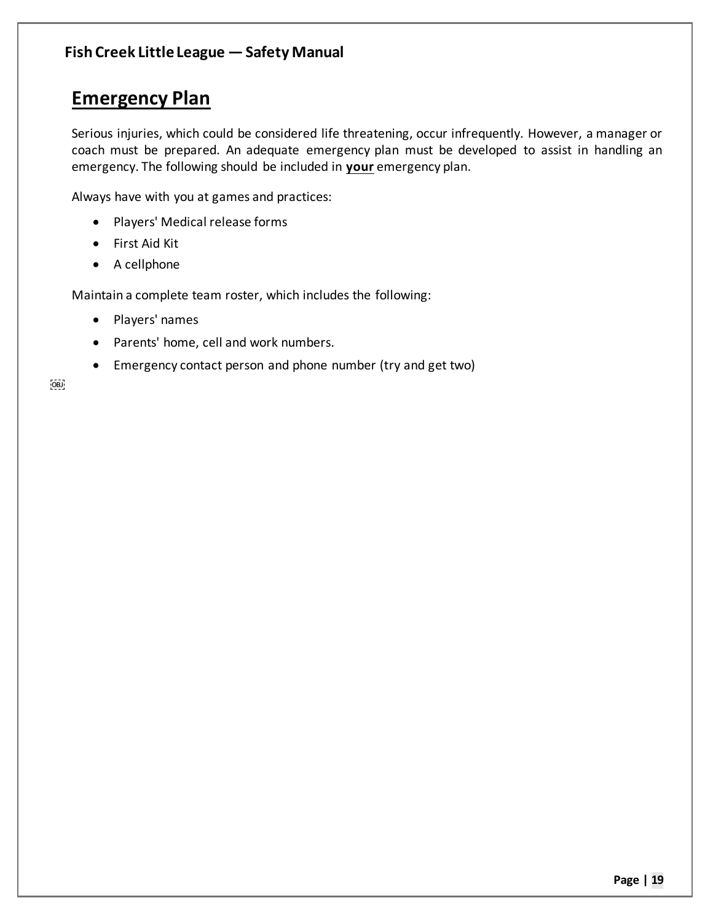## **Emergency Plan**

Serious injuries, which could be considered life threatening, occur infrequently. However, a manager or coach must be prepared. An adequate emergency plan must be developed to assist in handling an emergency. The following should be included in **your** emergency plan.

Always have with you at games and practices:

- Players' Medical release forms
- First Aid Kit
- A cellphone

Maintain a complete team roster, which includes the following:

- Players' names
- Parents' home, cell and work numbers.
- Emergency contact person and phone number (try and get two)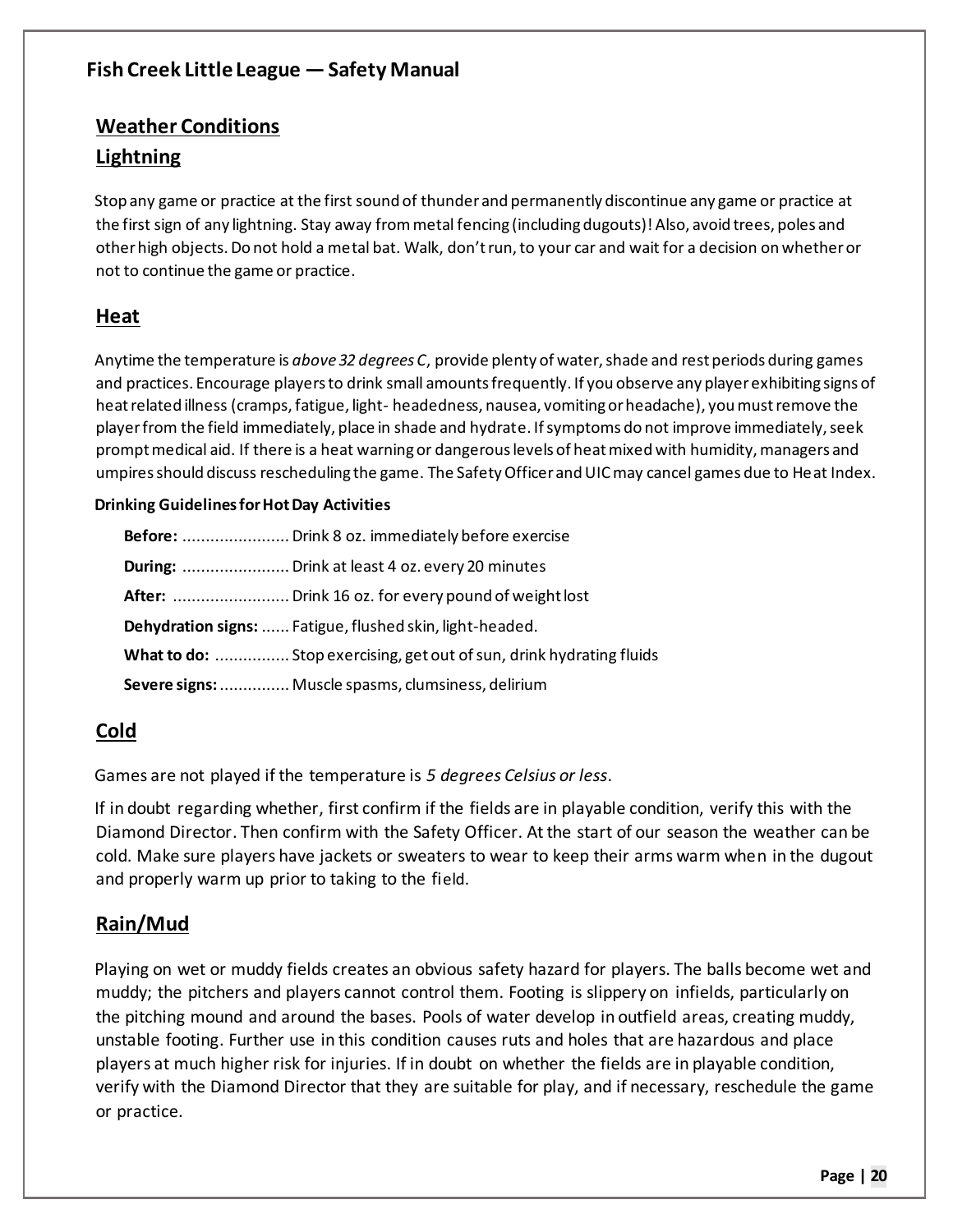## Weather Conditions

## Lightning

Stop any game or practice at the first sound of thunder and permanently discontinue any game or practice at the first sign of any lightning. Stay away from metal fencing (including dugouts)! Also, avoid trees, poles and other high objects. Do not hold a metal bat. Walk, don't run, to your car and wait for a decision on whether or not to continue the game or practice.

## Heat

Anytime the temperature is *above 32 degrees C*, provide plenty of water, shade and rest periods during games and practices. Encourage players to drink small amounts frequently. If you observe any player exhibiting signs of heat related illness (cramps, fatigue, light- headedness, nausea, vomiting or headache), you must remove the player from the field immediately, place in shade and hydrate. If symptoms do not improve immediately, seek prompt medical aid. If there is a heat warning or dangerous levels of heat mixed with humidity, managers and umpires should discuss rescheduling the game. The Safety Officer and UIC may cancel games due to Heat Index.

**Drinking Guidelines for Hot Day Activities**

**Before:** ....................... Drink 8 oz. immediately before exercise

**During:** ....................... Drink at least 4 oz. every 20 minutes

**After:** ......................... Drink 16 oz. for every pound of weight lost

**Dehydration signs:** ...... Fatigue, flushed skin, light-headed.

**What to do:** ................ Stop exercising, get out of sun, drink hydrating fluids

**Severe signs:** ............... Muscle spasms, clumsiness, delirium

## Cold

Games are not played if the temperature is *5 degrees Celsius or less*.

If in doubt regarding whether, first confirm if the fields are in playable condition, verify this with the Diamond Director. Then confirm with the Safety Officer. At the start of our season the weather can be cold. Make sure players have jackets or sweaters to wear to keep their arms warm when in the dugout and properly warm up prior to taking to the field.

## Rain/Mud

Playing on wet or muddy fields creates an obvious safety hazard for players. The balls become wet and muddy; the pitchers and players cannot control them. Footing is slippery on infields, particularly on the pitching mound and around the bases. Pools of water develop in outfield areas, creating muddy, unstable footing. Further use in this condition causes ruts and holes that are hazardous and place players at much higher risk for injuries. If in doubt on whether the fields are in playable condition, verify with the Diamond Director that they are suitable for play, and if necessary, reschedule the game or practice.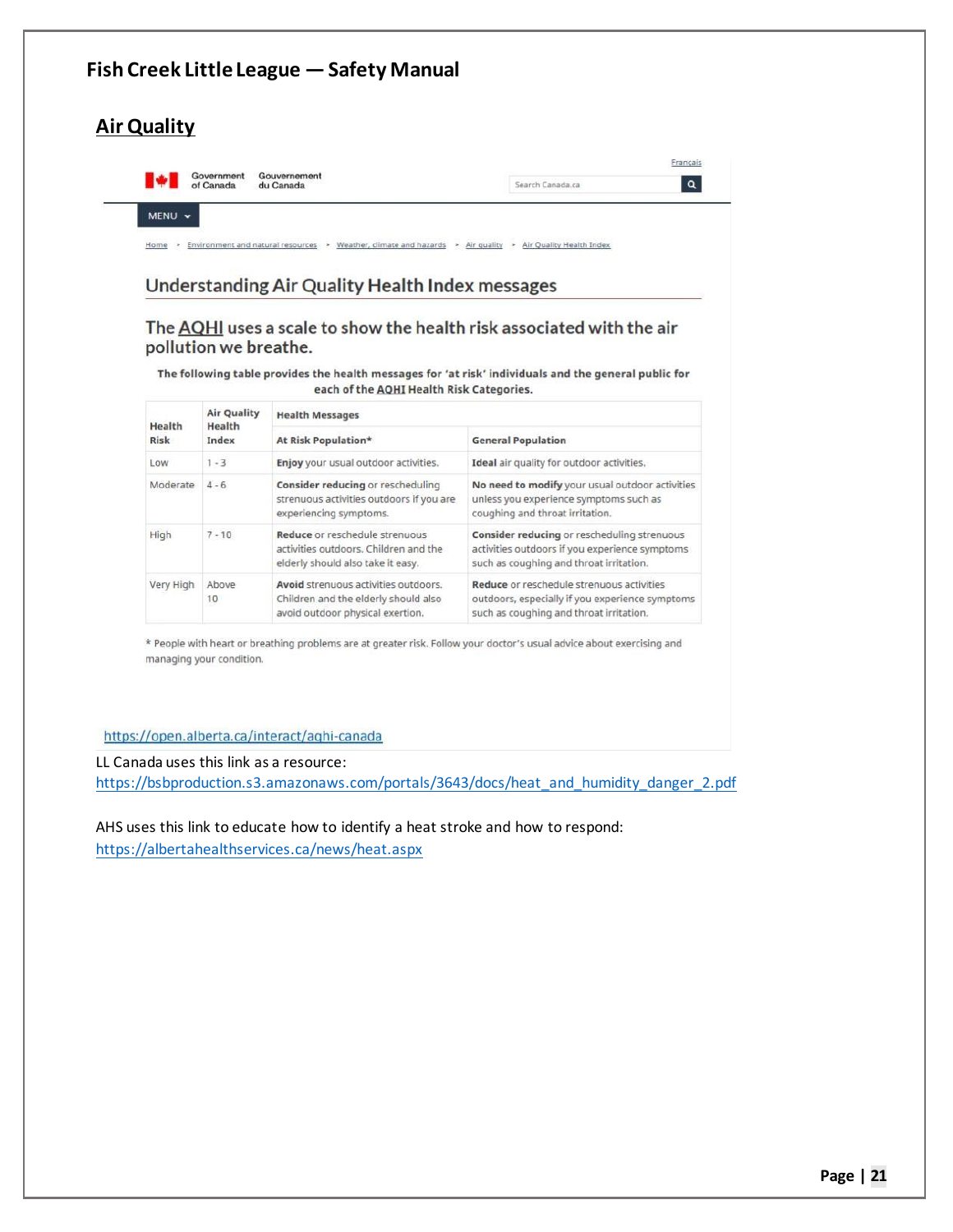# Fish Creek Little League — Safety Manual

## Air Quality

Government of Canada / Gouvernement du Canada

Français

Search Canada.ca

MENU

Home > Environment and natural resources > Weather, climate and hazards > Air quality > Air Quality Health Index

### Understanding Air Quality Health Index messages

#### The AQHI uses a scale to show the health risk associated with the air pollution we breathe.

**The following table provides the health messages for 'at risk' individuals and the general public for each of the AQHI Health Risk Categories.**

| Health Risk | Air Quality Health Index | Health Messages | |
|---|---|---|---|
| | | **At Risk Population*** | **General Population** |
| Low | 1 - 3 | **Enjoy** your usual outdoor activities. | **Ideal** air quality for outdoor activities. |
| Moderate | 4 - 6 | **Consider reducing** or rescheduling strenuous activities outdoors if you are experiencing symptoms. | **No need to modify** your usual outdoor activities unless you experience symptoms such as coughing and throat irritation. |
| High | 7 - 10 | **Reduce** or reschedule strenuous activities outdoors. Children and the elderly should also take it easy. | **Consider reducing** or rescheduling strenuous activities outdoors if you experience symptoms such as coughing and throat irritation. |
| Very High | Above 10 | **Avoid** strenuous activities outdoors. Children and the elderly should also avoid outdoor physical exertion. | **Reduce** or reschedule strenuous activities outdoors, especially if you experience symptoms such as coughing and throat irritation. |

* People with heart or breathing problems are at greater risk. Follow your doctor's usual advice about exercising and managing your condition.

https://open.alberta.ca/interact/aqhi-canada

LL Canada uses this link as a resource:
https://bsbproduction.s3.amazonaws.com/portals/3643/docs/heat_and_humidity_danger_2.pdf

AHS uses this link to educate how to identify a heat stroke and how to respond:
https://albertahealthservices.ca/news/heat.aspx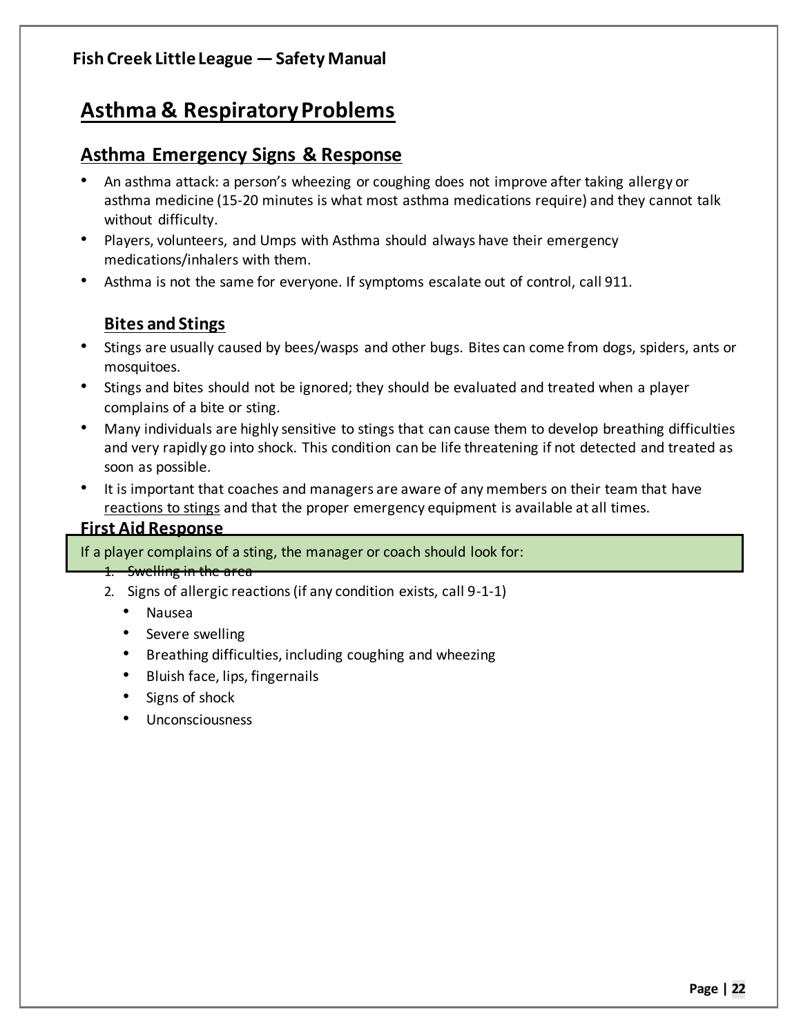## Asthma & Respiratory Problems

### Asthma Emergency Signs & Response

- An asthma attack: a person's wheezing or coughing does not improve after taking allergy or asthma medicine (15-20 minutes is what most asthma medications require) and they cannot talk without difficulty.
- Players, volunteers, and Umps with Asthma should always have their emergency medications/inhalers with them.
- Asthma is not the same for everyone. If symptoms escalate out of control, call 911.

### Bites and Stings

- Stings are usually caused by bees/wasps and other bugs. Bites can come from dogs, spiders, ants or mosquitoes.
- Stings and bites should not be ignored; they should be evaluated and treated when a player complains of a bite or sting.
- Many individuals are highly sensitive to stings that can cause them to develop breathing difficulties and very rapidly go into shock. This condition can be life threatening if not detected and treated as soon as possible.
- It is important that coaches and managers are aware of any members on their team that have reactions to stings and that the proper emergency equipment is available at all times.

### First Aid Response

If a player complains of a sting, the manager or coach should look for:

1. Swelling in the area
2. Signs of allergic reactions (if any condition exists, call 9-1-1)
   - Nausea
   - Severe swelling
   - Breathing difficulties, including coughing and wheezing
   - Bluish face, lips, fingernails
   - Signs of shock
   - Unconsciousness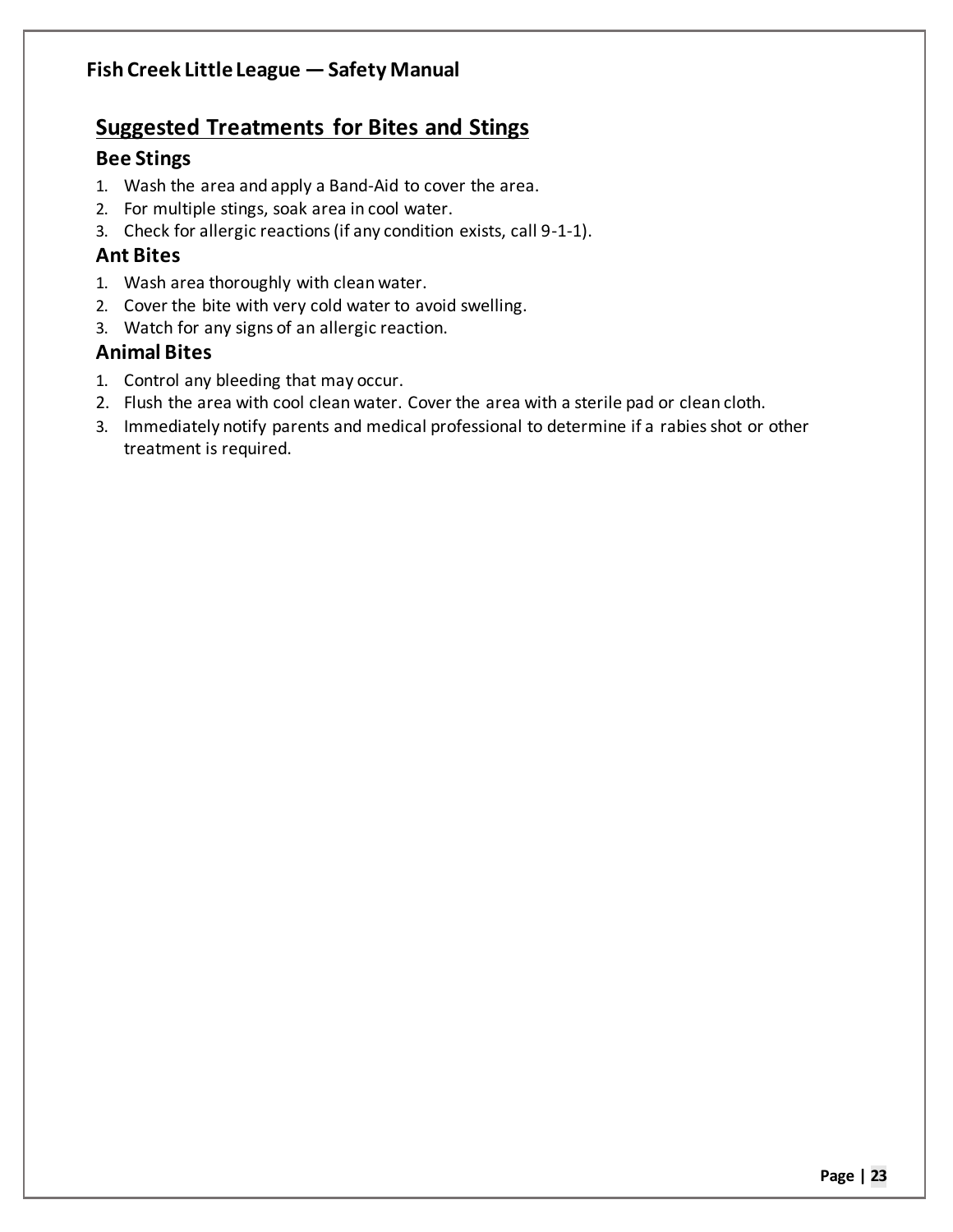## Suggested Treatments for Bites and Stings

### Bee Stings

1. Wash the area and apply a Band-Aid to cover the area.
2. For multiple stings, soak area in cool water.
3. Check for allergic reactions (if any condition exists, call 9-1-1).

### Ant Bites

1. Wash area thoroughly with clean water.
2. Cover the bite with very cold water to avoid swelling.
3. Watch for any signs of an allergic reaction.

### Animal Bites

1. Control any bleeding that may occur.
2. Flush the area with cool clean water. Cover the area with a sterile pad or clean cloth.
3. Immediately notify parents and medical professional to determine if a rabies shot or other treatment is required.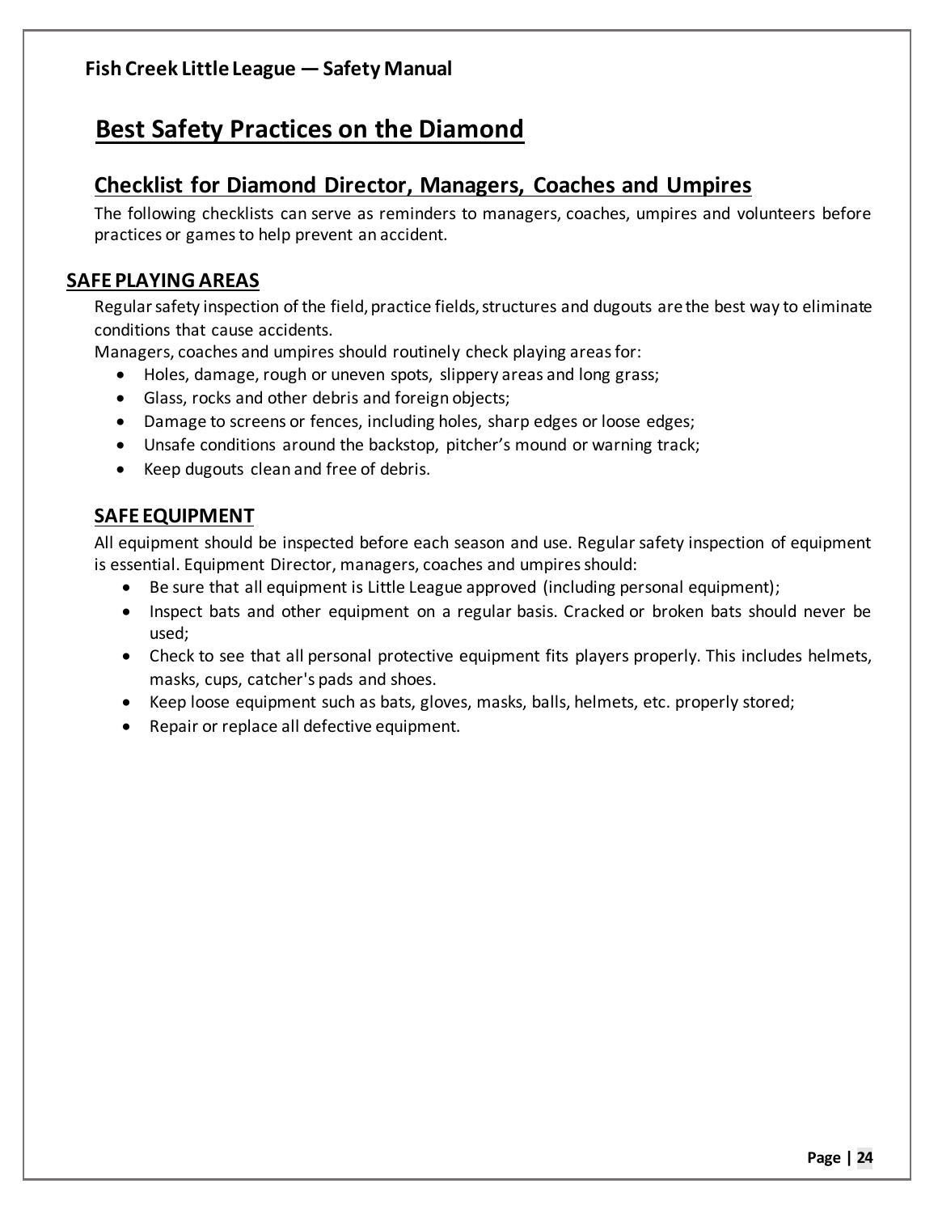# Best Safety Practices on the Diamond

## Checklist for Diamond Director, Managers, Coaches and Umpires

The following checklists can serve as reminders to managers, coaches, umpires and volunteers before practices or games to help prevent an accident.

### SAFE PLAYING AREAS

Regular safety inspection of the field, practice fields, structures and dugouts are the best way to eliminate conditions that cause accidents.

Managers, coaches and umpires should routinely check playing areas for:

- Holes, damage, rough or uneven spots, slippery areas and long grass;
- Glass, rocks and other debris and foreign objects;
- Damage to screens or fences, including holes, sharp edges or loose edges;
- Unsafe conditions around the backstop, pitcher's mound or warning track;
- Keep dugouts clean and free of debris.

### SAFE EQUIPMENT

All equipment should be inspected before each season and use. Regular safety inspection of equipment is essential. Equipment Director, managers, coaches and umpires should:

- Be sure that all equipment is Little League approved (including personal equipment);
- Inspect bats and other equipment on a regular basis. Cracked or broken bats should never be used;
- Check to see that all personal protective equipment fits players properly. This includes helmets, masks, cups, catcher's pads and shoes.
- Keep loose equipment such as bats, gloves, masks, balls, helmets, etc. properly stored;
- Repair or replace all defective equipment.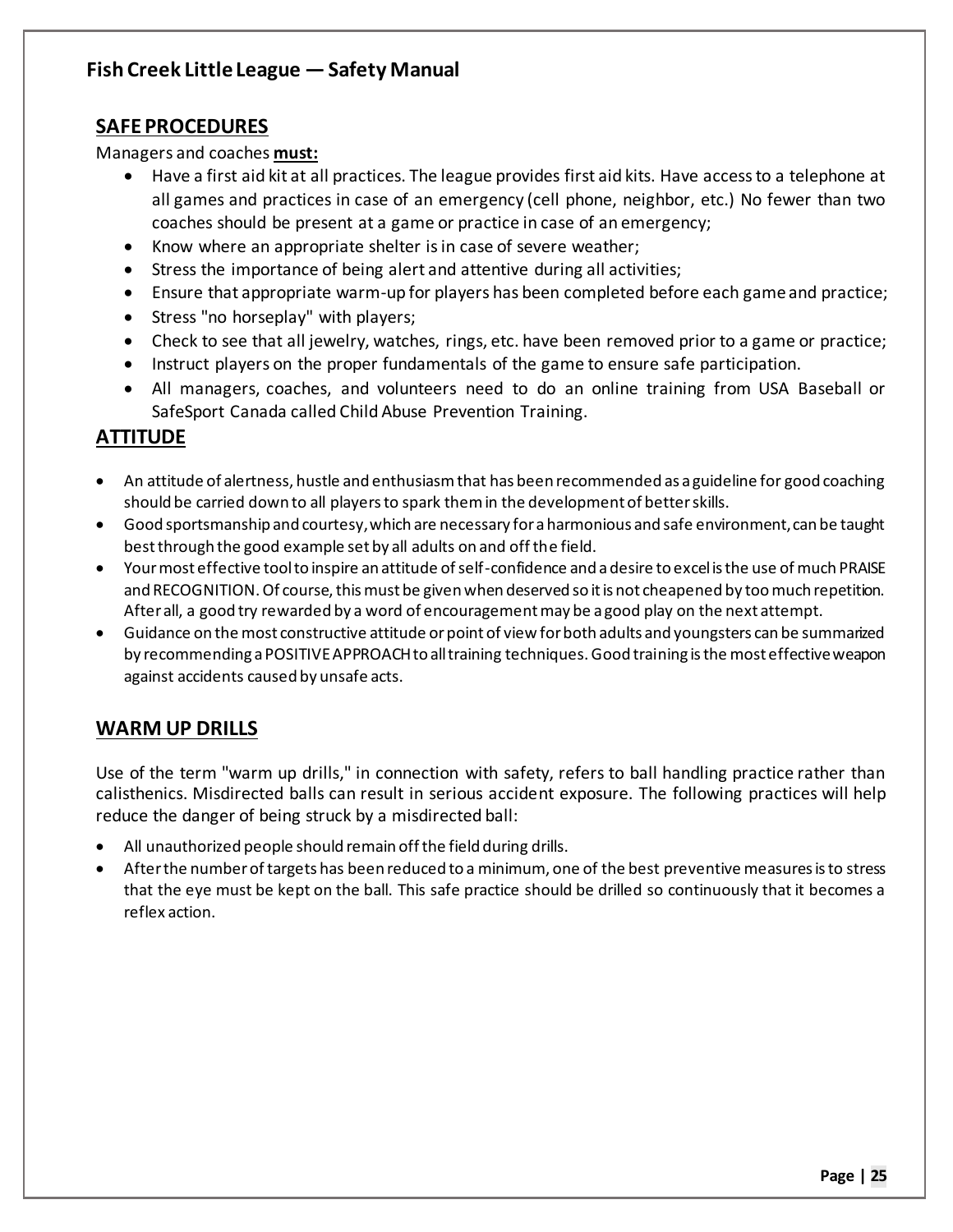## SAFE PROCEDURES

Managers and coaches **must:**

- Have a first aid kit at all practices. The league provides first aid kits. Have access to a telephone at all games and practices in case of an emergency (cell phone, neighbor, etc.) No fewer than two coaches should be present at a game or practice in case of an emergency;
- Know where an appropriate shelter is in case of severe weather;
- Stress the importance of being alert and attentive during all activities;
- Ensure that appropriate warm-up for players has been completed before each game and practice;
- Stress "no horseplay" with players;
- Check to see that all jewelry, watches, rings, etc. have been removed prior to a game or practice;
- Instruct players on the proper fundamentals of the game to ensure safe participation.
- All managers, coaches, and volunteers need to do an online training from USA Baseball or SafeSport Canada called Child Abuse Prevention Training.

## ATTITUDE

- An attitude of alertness, hustle and enthusiasm that has been recommended as a guideline for good coaching should be carried down to all players to spark them in the development of better skills.
- Good sportsmanship and courtesy, which are necessary for a harmonious and safe environment, can be taught best through the good example set by all adults on and off the field.
- Your most effective tool to inspire an attitude of self-confidence and a desire to excel is the use of much PRAISE and RECOGNITION. Of course, this must be given when deserved so it is not cheapened by too much repetition. After all, a good try rewarded by a word of encouragement may be a good play on the next attempt.
- Guidance on the most constructive attitude or point of view for both adults and youngsters can be summarized by recommending a POSITIVE APPROACH to all training techniques. Good training is the most effective weapon against accidents caused by unsafe acts.

## WARM UP DRILLS

Use of the term "warm up drills," in connection with safety, refers to ball handling practice rather than calisthenics. Misdirected balls can result in serious accident exposure. The following practices will help reduce the danger of being struck by a misdirected ball:

- All unauthorized people should remain off the field during drills.
- After the number of targets has been reduced to a minimum, one of the best preventive measures is to stress that the eye must be kept on the ball. This safe practice should be drilled so continuously that it becomes a reflex action.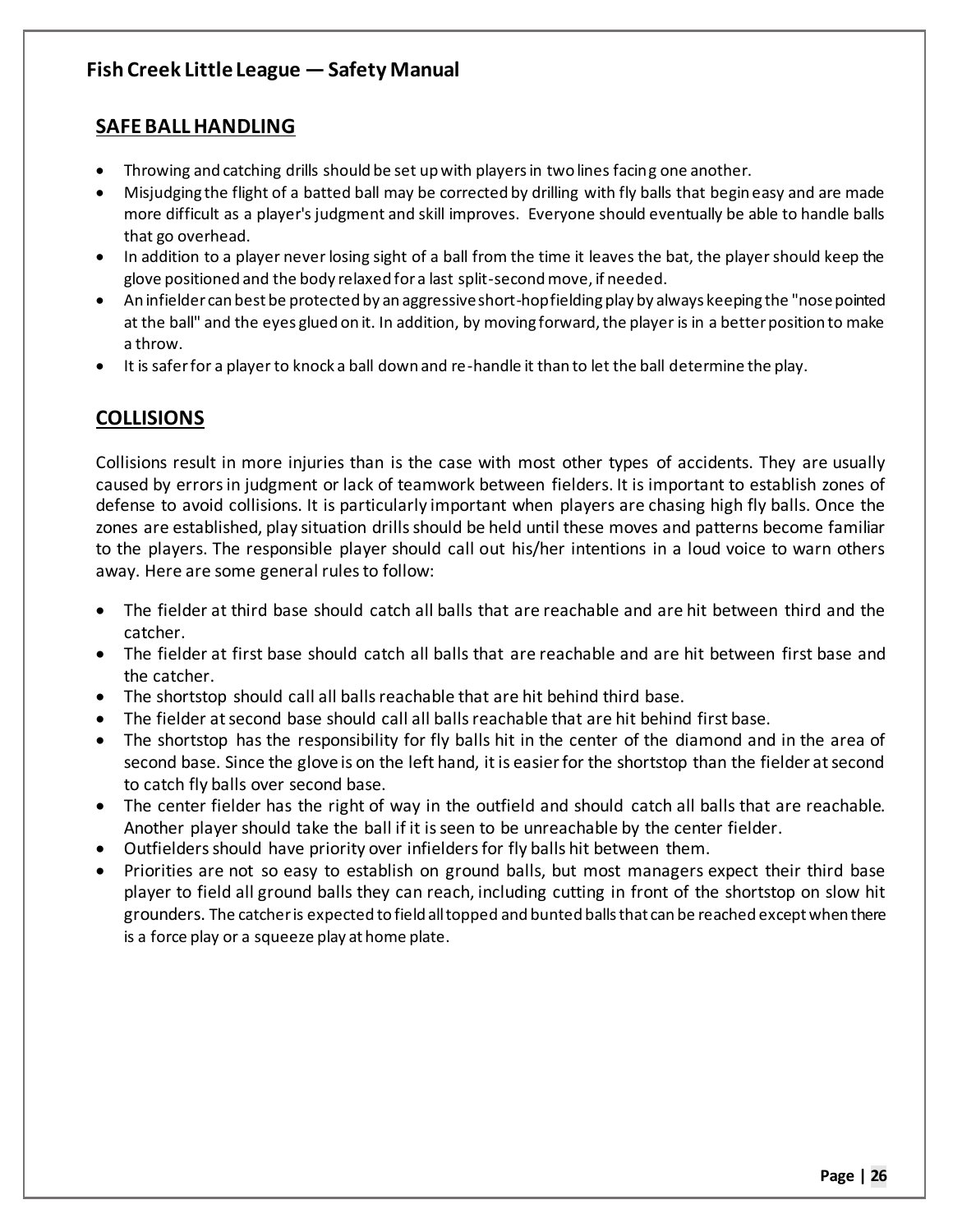## SAFE BALL HANDLING

- Throwing and catching drills should be set up with players in two lines facing one another.
- Misjudging the flight of a batted ball may be corrected by drilling with fly balls that begin easy and are made more difficult as a player's judgment and skill improves. Everyone should eventually be able to handle balls that go overhead.
- In addition to a player never losing sight of a ball from the time it leaves the bat, the player should keep the glove positioned and the body relaxed for a last split-second move, if needed.
- An infielder can best be protected by an aggressive short-hop fielding play by always keeping the "nose pointed at the ball" and the eyes glued on it. In addition, by moving forward, the player is in a better position to make a throw.
- It is safer for a player to knock a ball down and re-handle it than to let the ball determine the play.

## COLLISIONS

Collisions result in more injuries than is the case with most other types of accidents. They are usually caused by errors in judgment or lack of teamwork between fielders. It is important to establish zones of defense to avoid collisions. It is particularly important when players are chasing high fly balls. Once the zones are established, play situation drills should be held until these moves and patterns become familiar to the players. The responsible player should call out his/her intentions in a loud voice to warn others away. Here are some general rules to follow:

- The fielder at third base should catch all balls that are reachable and are hit between third and the catcher.
- The fielder at first base should catch all balls that are reachable and are hit between first base and the catcher.
- The shortstop should call all balls reachable that are hit behind third base.
- The fielder at second base should call all balls reachable that are hit behind first base.
- The shortstop has the responsibility for fly balls hit in the center of the diamond and in the area of second base. Since the glove is on the left hand, it is easier for the shortstop than the fielder at second to catch fly balls over second base.
- The center fielder has the right of way in the outfield and should catch all balls that are reachable. Another player should take the ball if it is seen to be unreachable by the center fielder.
- Outfielders should have priority over infielders for fly balls hit between them.
- Priorities are not so easy to establish on ground balls, but most managers expect their third base player to field all ground balls they can reach, including cutting in front of the shortstop on slow hit grounders. The catcher is expected to field all topped and bunted balls that can be reached except when there is a force play or a squeeze play at home plate.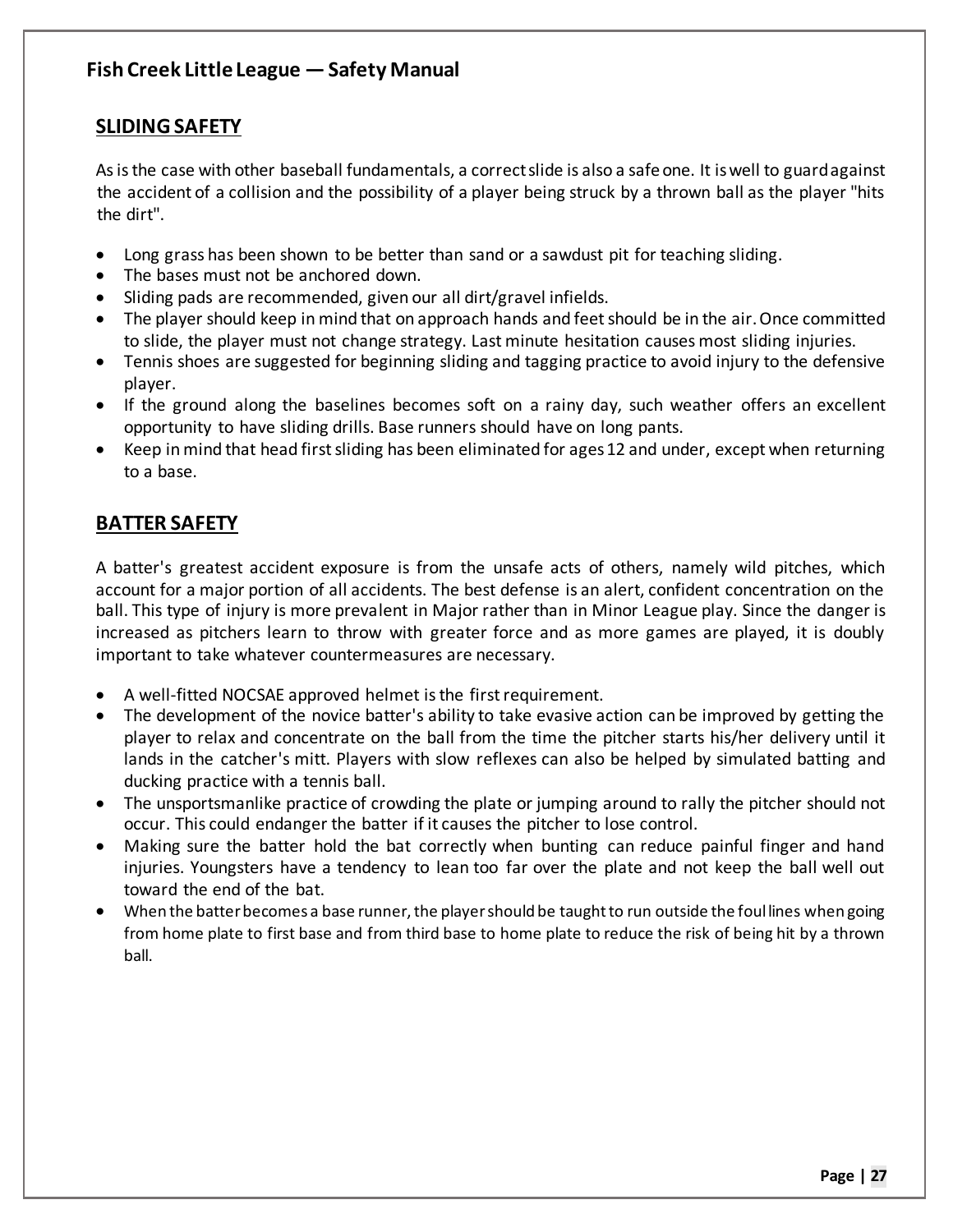## SLIDING SAFETY

As is the case with other baseball fundamentals, a correct slide is also a safe one. It is well to guard against the accident of a collision and the possibility of a player being struck by a thrown ball as the player "hits the dirt".

- Long grass has been shown to be better than sand or a sawdust pit for teaching sliding.
- The bases must not be anchored down.
- Sliding pads are recommended, given our all dirt/gravel infields.
- The player should keep in mind that on approach hands and feet should be in the air. Once committed to slide, the player must not change strategy. Last minute hesitation causes most sliding injuries.
- Tennis shoes are suggested for beginning sliding and tagging practice to avoid injury to the defensive player.
- If the ground along the baselines becomes soft on a rainy day, such weather offers an excellent opportunity to have sliding drills. Base runners should have on long pants.
- Keep in mind that head first sliding has been eliminated for ages 12 and under, except when returning to a base.

## BATTER SAFETY

A batter's greatest accident exposure is from the unsafe acts of others, namely wild pitches, which account for a major portion of all accidents. The best defense is an alert, confident concentration on the ball. This type of injury is more prevalent in Major rather than in Minor League play. Since the danger is increased as pitchers learn to throw with greater force and as more games are played, it is doubly important to take whatever countermeasures are necessary.

- A well-fitted NOCSAE approved helmet is the first requirement.
- The development of the novice batter's ability to take evasive action can be improved by getting the player to relax and concentrate on the ball from the time the pitcher starts his/her delivery until it lands in the catcher's mitt. Players with slow reflexes can also be helped by simulated batting and ducking practice with a tennis ball.
- The unsportsmanlike practice of crowding the plate or jumping around to rally the pitcher should not occur. This could endanger the batter if it causes the pitcher to lose control.
- Making sure the batter hold the bat correctly when bunting can reduce painful finger and hand injuries. Youngsters have a tendency to lean too far over the plate and not keep the ball well out toward the end of the bat.
- When the batter becomes a base runner, the player should be taught to run outside the foul lines when going from home plate to first base and from third base to home plate to reduce the risk of being hit by a thrown ball.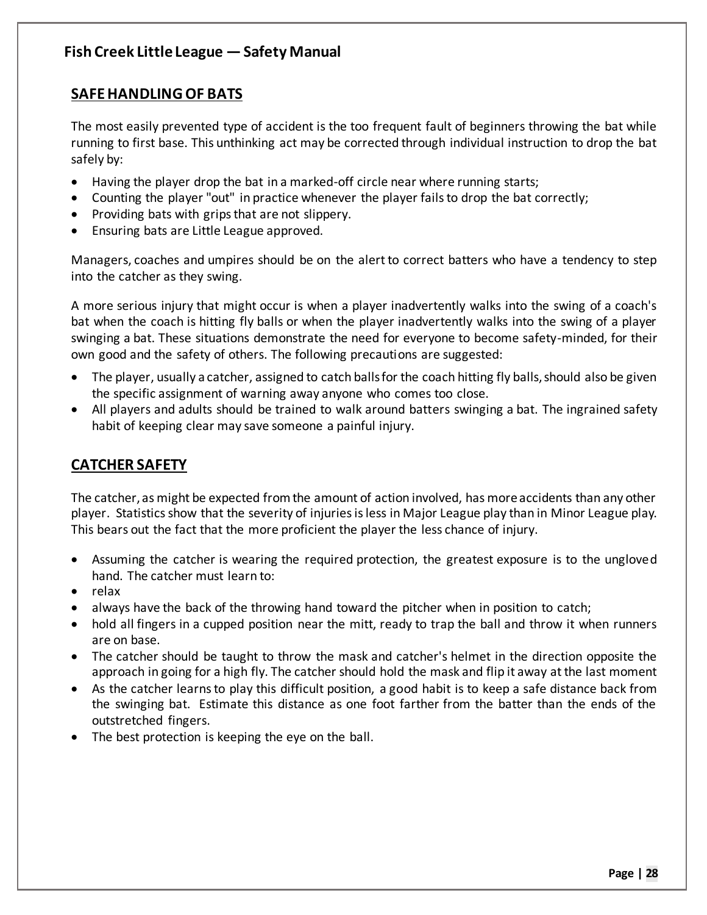## SAFE HANDLING OF BATS

The most easily prevented type of accident is the too frequent fault of beginners throwing the bat while running to first base. This unthinking act may be corrected through individual instruction to drop the bat safely by:

- Having the player drop the bat in a marked-off circle near where running starts;
- Counting the player "out" in practice whenever the player fails to drop the bat correctly;
- Providing bats with grips that are not slippery.
- Ensuring bats are Little League approved.

Managers, coaches and umpires should be on the alert to correct batters who have a tendency to step into the catcher as they swing.

A more serious injury that might occur is when a player inadvertently walks into the swing of a coach's bat when the coach is hitting fly balls or when the player inadvertently walks into the swing of a player swinging a bat. These situations demonstrate the need for everyone to become safety-minded, for their own good and the safety of others. The following precautions are suggested:

- The player, usually a catcher, assigned to catch balls for the coach hitting fly balls, should also be given the specific assignment of warning away anyone who comes too close.
- All players and adults should be trained to walk around batters swinging a bat. The ingrained safety habit of keeping clear may save someone a painful injury.

## CATCHER SAFETY

The catcher, as might be expected from the amount of action involved, has more accidents than any other player. Statistics show that the severity of injuries is less in Major League play than in Minor League play. This bears out the fact that the more proficient the player the less chance of injury.

- Assuming the catcher is wearing the required protection, the greatest exposure is to the ungloved hand. The catcher must learn to:
- relax
- always have the back of the throwing hand toward the pitcher when in position to catch;
- hold all fingers in a cupped position near the mitt, ready to trap the ball and throw it when runners are on base.
- The catcher should be taught to throw the mask and catcher's helmet in the direction opposite the approach in going for a high fly. The catcher should hold the mask and flip it away at the last moment
- As the catcher learns to play this difficult position, a good habit is to keep a safe distance back from the swinging bat. Estimate this distance as one foot farther from the batter than the ends of the outstretched fingers.
- The best protection is keeping the eye on the ball.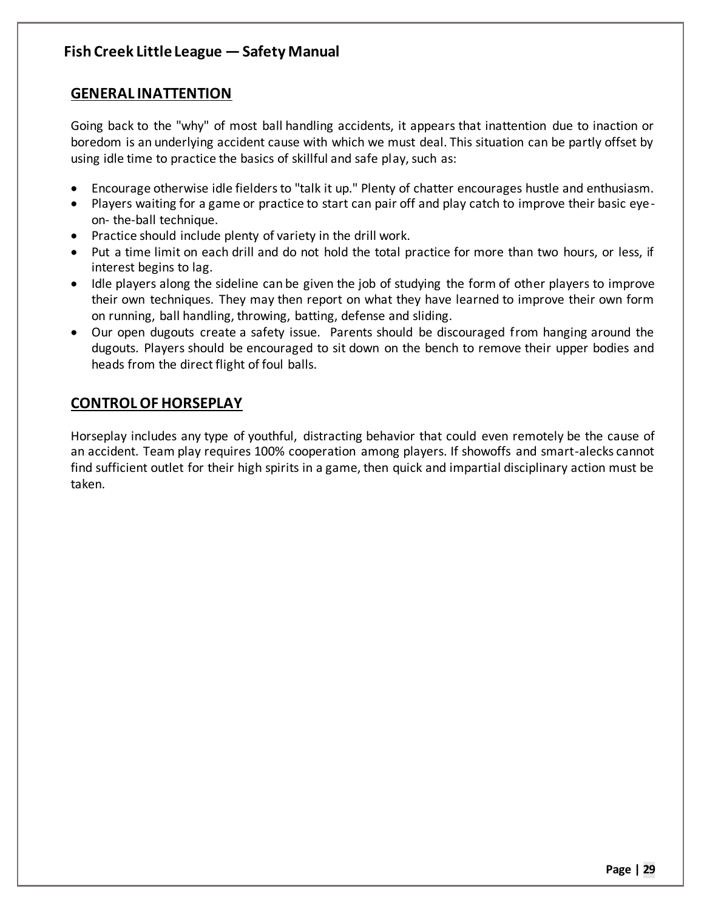## GENERAL INATTENTION

Going back to the "why" of most ball handling accidents, it appears that inattention due to inaction or boredom is an underlying accident cause with which we must deal. This situation can be partly offset by using idle time to practice the basics of skillful and safe play, such as:

- Encourage otherwise idle fielders to "talk it up." Plenty of chatter encourages hustle and enthusiasm.
- Players waiting for a game or practice to start can pair off and play catch to improve their basic eye-on- the-ball technique.
- Practice should include plenty of variety in the drill work.
- Put a time limit on each drill and do not hold the total practice for more than two hours, or less, if interest begins to lag.
- Idle players along the sideline can be given the job of studying the form of other players to improve their own techniques. They may then report on what they have learned to improve their own form on running, ball handling, throwing, batting, defense and sliding.
- Our open dugouts create a safety issue. Parents should be discouraged from hanging around the dugouts. Players should be encouraged to sit down on the bench to remove their upper bodies and heads from the direct flight of foul balls.

## CONTROL OF HORSEPLAY

Horseplay includes any type of youthful, distracting behavior that could even remotely be the cause of an accident. Team play requires 100% cooperation among players. If showoffs and smart-alecks cannot find sufficient outlet for their high spirits in a game, then quick and impartial disciplinary action must be taken.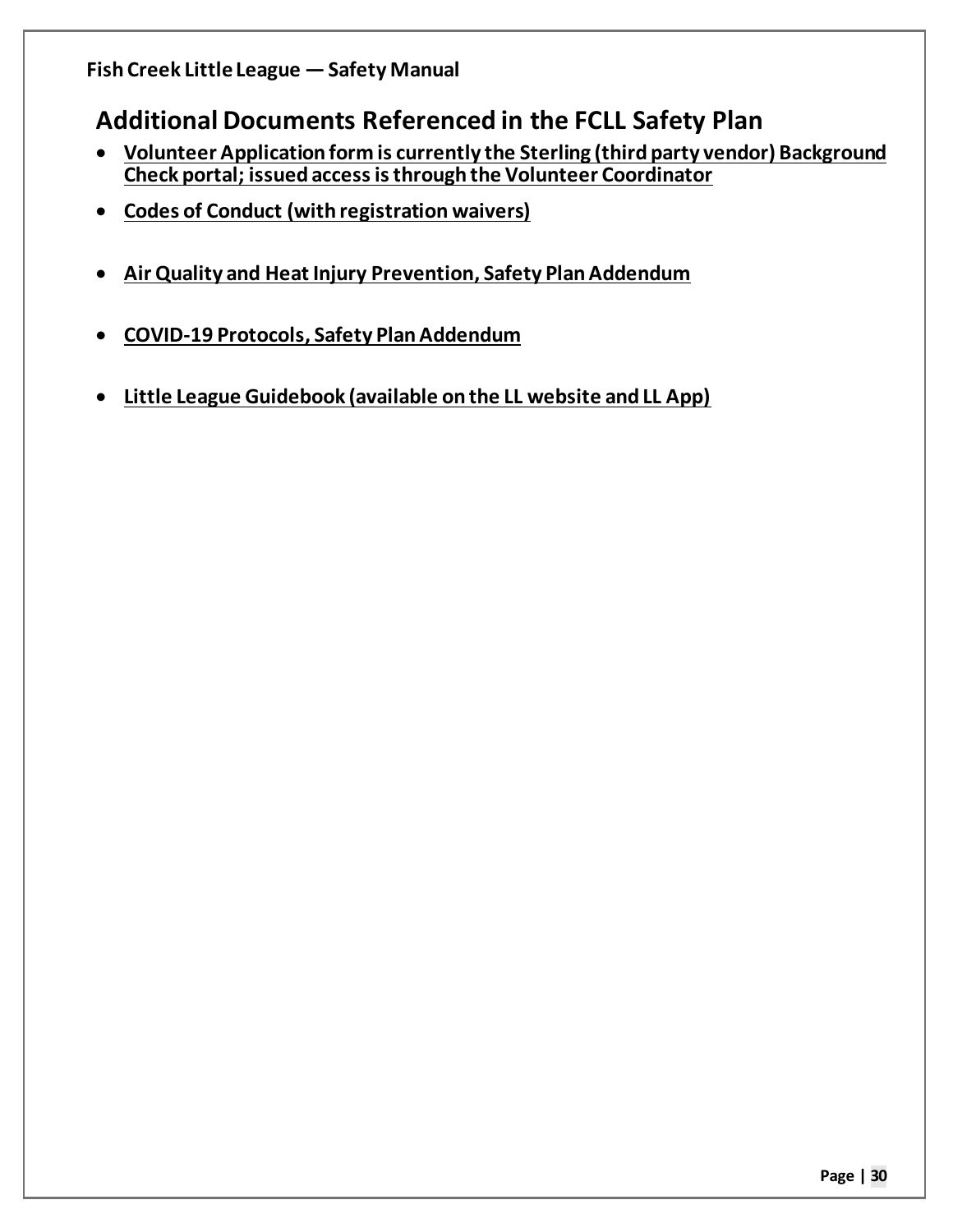## Additional Documents Referenced in the FCLL Safety Plan

- **Volunteer Application form is currently the Sterling (third party vendor) Background Check portal; issued access is through the Volunteer Coordinator**
- **Codes of Conduct (with registration waivers)**
- **Air Quality and Heat Injury Prevention, Safety Plan Addendum**
- **COVID-19 Protocols, Safety Plan Addendum**
- **Little League Guidebook (available on the LL website and LL App)**